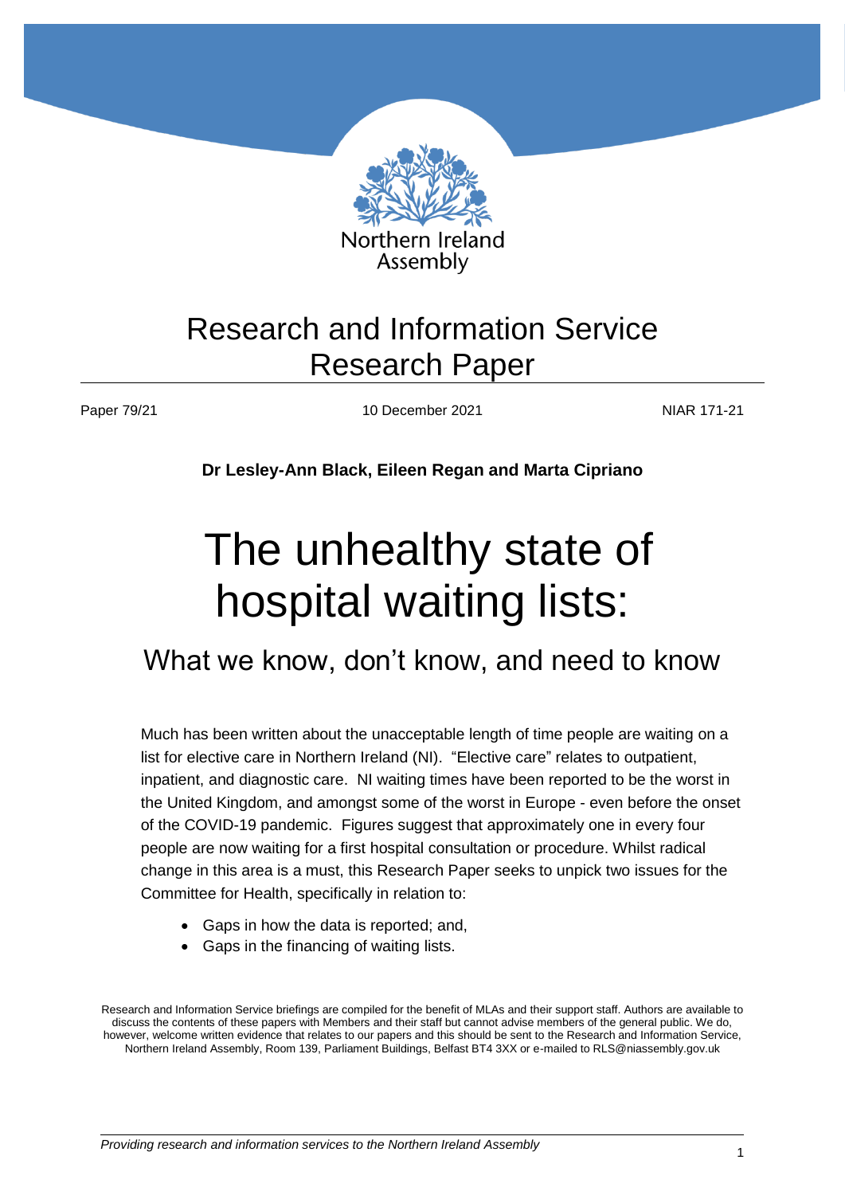Northern Ireland Assembly

# Research and Information Service Research Paper

Paper 79/21 | 10 December 2021 | NIAR 171-21

**Dr Lesley-Ann Black, Eileen Regan and Marta Cipriano**

# The unhealthy state of hospital waiting lists:

## What we know, don't know, and need to know

Much has been written about the unacceptable length of time people are waiting on a list for elective care in Northern Ireland (NI). "Elective care" relates to outpatient, inpatient, and diagnostic care. NI waiting times have been reported to be the worst in the United Kingdom, and amongst some of the worst in Europe - even before the onset of the COVID-19 pandemic. Figures suggest that approximately one in every four people are now waiting for a first hospital consultation or procedure. Whilst radical change in this area is a must, this Research Paper seeks to unpick two issues for the Committee for Health, specifically in relation to:

- Gaps in how the data is reported; and,
- Gaps in the financing of waiting lists.

Research and Information Service briefings are compiled for the benefit of MLAs and their support staff. Authors are available to discuss the contents of these papers with Members and their staff but cannot advise members of the general public. We do, however, welcome written evidence that relates to our papers and this should be sent to the Research and Information Service, Northern Ireland Assembly, Room 139, Parliament Buildings, Belfast BT4 3XX or e-mailed to RLS@niassembly.gov.uk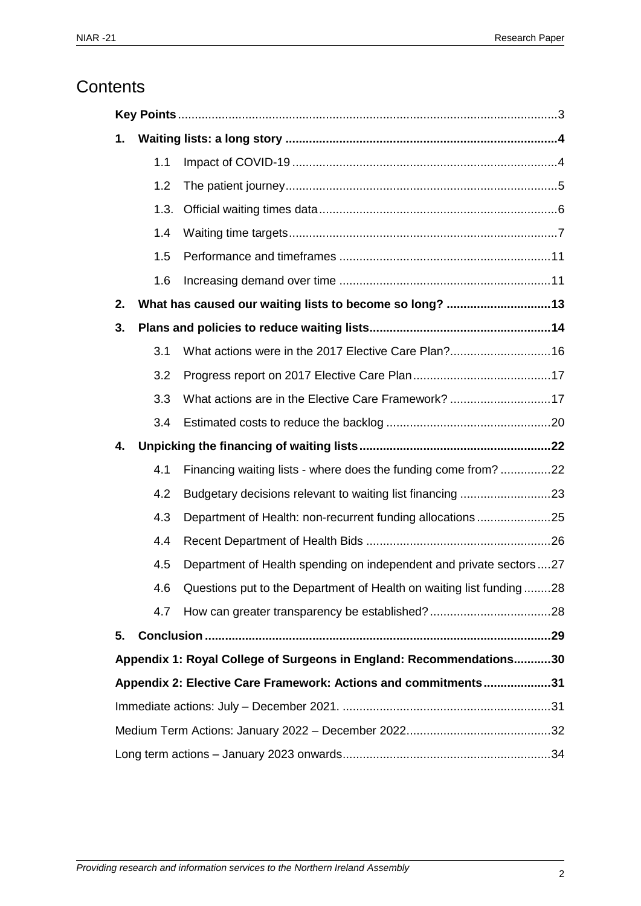# Contents

**Key Points** ... 3

**1. Waiting lists: a long story** ... 4

- 1.1 Impact of COVID-19 ... 4
- 1.2 The patient journey ... 5
- 1.3. Official waiting times data ... 6
- 1.4 Waiting time targets ... 7
- 1.5 Performance and timeframes ... 11
- 1.6 Increasing demand over time ... 11

**2. What has caused our waiting lists to become so long?** ... 13

**3. Plans and policies to reduce waiting lists** ... 14

- 3.1 What actions were in the 2017 Elective Care Plan? ... 16
- 3.2 Progress report on 2017 Elective Care Plan ... 17
- 3.3 What actions are in the Elective Care Framework? ... 17
- 3.4 Estimated costs to reduce the backlog ... 20

**4. Unpicking the financing of waiting lists** ... 22

- 4.1 Financing waiting lists - where does the funding come from? ... 22
- 4.2 Budgetary decisions relevant to waiting list financing ... 23
- 4.3 Department of Health: non-recurrent funding allocations ... 25
- 4.4 Recent Department of Health Bids ... 26
- 4.5 Department of Health spending on independent and private sectors ... 27
- 4.6 Questions put to the Department of Health on waiting list funding ... 28
- 4.7 How can greater transparency be established? ... 28

**5. Conclusion** ... 29

**Appendix 1: Royal College of Surgeons in England: Recommendations** ... 30

**Appendix 2: Elective Care Framework: Actions and commitments** ... 31

Immediate actions: July – December 2021. ... 31

Medium Term Actions: January 2022 – December 2022 ... 32

Long term actions – January 2023 onwards ... 34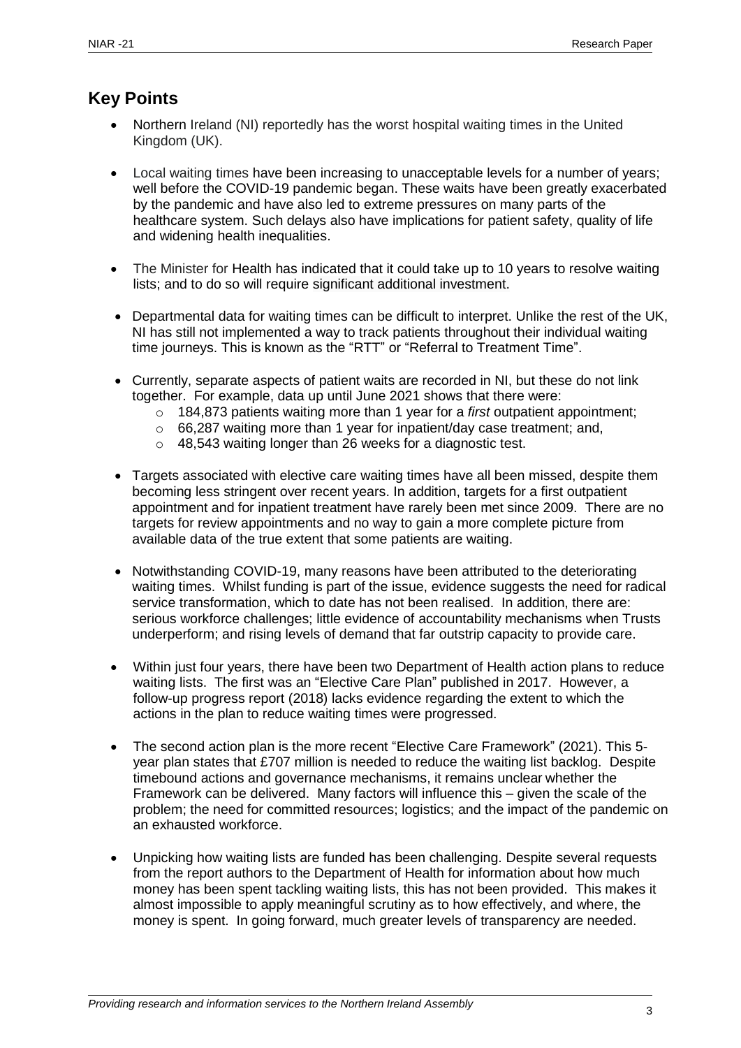## Key Points

- Northern Ireland (NI) reportedly has the worst hospital waiting times in the United Kingdom (UK).
- Local waiting times have been increasing to unacceptable levels for a number of years; well before the COVID-19 pandemic began. These waits have been greatly exacerbated by the pandemic and have also led to extreme pressures on many parts of the healthcare system. Such delays also have implications for patient safety, quality of life and widening health inequalities.
- The Minister for Health has indicated that it could take up to 10 years to resolve waiting lists; and to do so will require significant additional investment.
- Departmental data for waiting times can be difficult to interpret. Unlike the rest of the UK, NI has still not implemented a way to track patients throughout their individual waiting time journeys. This is known as the "RTT" or "Referral to Treatment Time".
- Currently, separate aspects of patient waits are recorded in NI, but these do not link together. For example, data up until June 2021 shows that there were:
  - 184,873 patients waiting more than 1 year for a *first* outpatient appointment;
  - 66,287 waiting more than 1 year for inpatient/day case treatment; and,
  - 48,543 waiting longer than 26 weeks for a diagnostic test.
- Targets associated with elective care waiting times have all been missed, despite them becoming less stringent over recent years. In addition, targets for a first outpatient appointment and for inpatient treatment have rarely been met since 2009. There are no targets for review appointments and no way to gain a more complete picture from available data of the true extent that some patients are waiting.
- Notwithstanding COVID-19, many reasons have been attributed to the deteriorating waiting times. Whilst funding is part of the issue, evidence suggests the need for radical service transformation, which to date has not been realised. In addition, there are: serious workforce challenges; little evidence of accountability mechanisms when Trusts underperform; and rising levels of demand that far outstrip capacity to provide care.
- Within just four years, there have been two Department of Health action plans to reduce waiting lists. The first was an "Elective Care Plan" published in 2017. However, a follow-up progress report (2018) lacks evidence regarding the extent to which the actions in the plan to reduce waiting times were progressed.
- The second action plan is the more recent "Elective Care Framework" (2021). This 5-year plan states that £707 million is needed to reduce the waiting list backlog. Despite timebound actions and governance mechanisms, it remains unclear whether the Framework can be delivered. Many factors will influence this – given the scale of the problem; the need for committed resources; logistics; and the impact of the pandemic on an exhausted workforce.
- Unpicking how waiting lists are funded has been challenging. Despite several requests from the report authors to the Department of Health for information about how much money has been spent tackling waiting lists, this has not been provided. This makes it almost impossible to apply meaningful scrutiny as to how effectively, and where, the money is spent. In going forward, much greater levels of transparency are needed.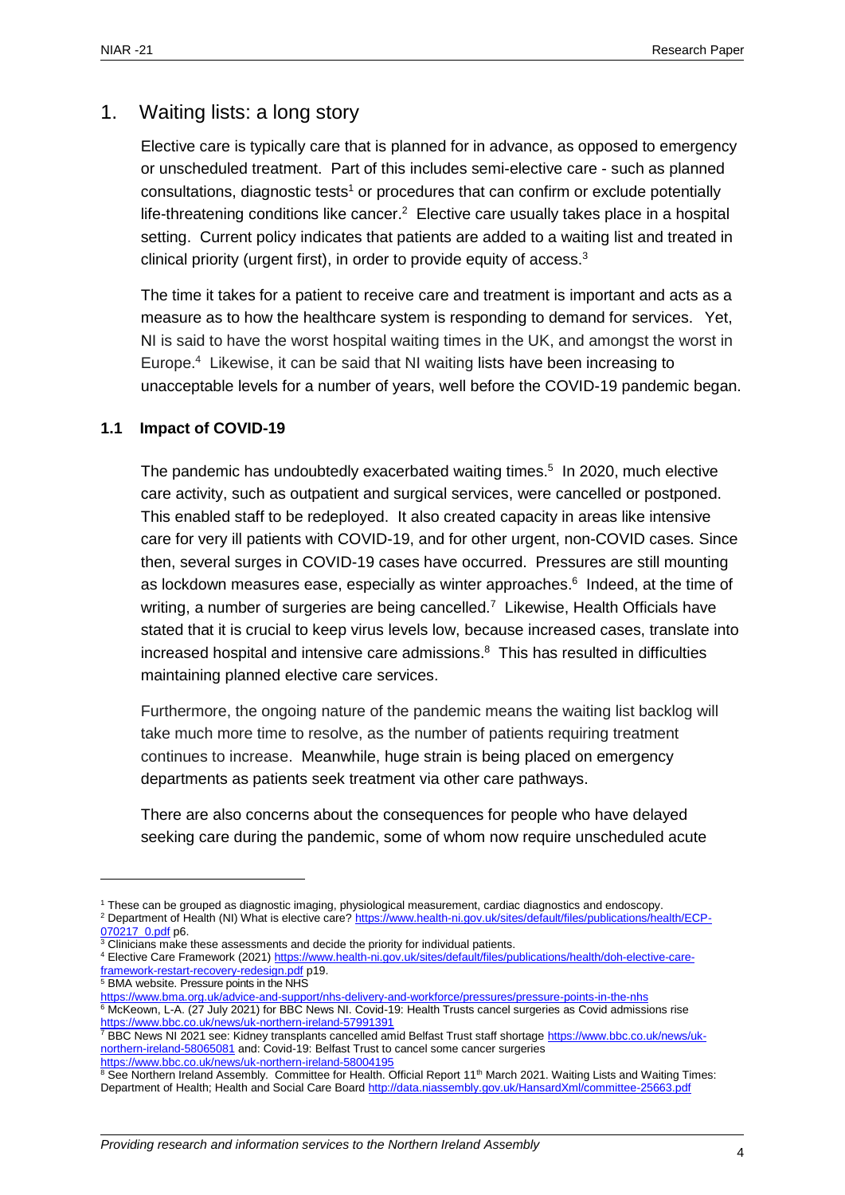# 1. Waiting lists: a long story

Elective care is typically care that is planned for in advance, as opposed to emergency or unscheduled treatment. Part of this includes semi-elective care - such as planned consultations, diagnostic tests[1] or procedures that can confirm or exclude potentially life-threatening conditions like cancer.[2] Elective care usually takes place in a hospital setting. Current policy indicates that patients are added to a waiting list and treated in clinical priority (urgent first), in order to provide equity of access.[3]

The time it takes for a patient to receive care and treatment is important and acts as a measure as to how the healthcare system is responding to demand for services. Yet, NI is said to have the worst hospital waiting times in the UK, and amongst the worst in Europe.[4] Likewise, it can be said that NI waiting lists have been increasing to unacceptable levels for a number of years, well before the COVID-19 pandemic began.

## 1.1 Impact of COVID-19

The pandemic has undoubtedly exacerbated waiting times.[5] In 2020, much elective care activity, such as outpatient and surgical services, were cancelled or postponed. This enabled staff to be redeployed. It also created capacity in areas like intensive care for very ill patients with COVID-19, and for other urgent, non-COVID cases. Since then, several surges in COVID-19 cases have occurred. Pressures are still mounting as lockdown measures ease, especially as winter approaches.[6] Indeed, at the time of writing, a number of surgeries are being cancelled.[7] Likewise, Health Officials have stated that it is crucial to keep virus levels low, because increased cases, translate into increased hospital and intensive care admissions.[8] This has resulted in difficulties maintaining planned elective care services.

Furthermore, the ongoing nature of the pandemic means the waiting list backlog will take much more time to resolve, as the number of patients requiring treatment continues to increase. Meanwhile, huge strain is being placed on emergency departments as patients seek treatment via other care pathways.

There are also concerns about the consequences for people who have delayed seeking care during the pandemic, some of whom now require unscheduled acute

---

[1] These can be grouped as diagnostic imaging, physiological measurement, cardiac diagnostics and endoscopy.

[2] Department of Health (NI) What is elective care? https://www.health-ni.gov.uk/sites/default/files/publications/health/ECP-070217_0.pdf p6.

[3] Clinicians make these assessments and decide the priority for individual patients.

[4] Elective Care Framework (2021) https://www.health-ni.gov.uk/sites/default/files/publications/health/doh-elective-care-framework-restart-recovery-redesign.pdf p19.

[5] BMA website. Pressure points in the NHS https://www.bma.org.uk/advice-and-support/nhs-delivery-and-workforce/pressures/pressure-points-in-the-nhs

[6] McKeown, L-A. (27 July 2021) for BBC News NI. Covid-19: Health Trusts cancel surgeries as Covid admissions rise https://www.bbc.co.uk/news/uk-northern-ireland-57991391

[7] BBC News NI 2021 see: Kidney transplants cancelled amid Belfast Trust staff shortage https://www.bbc.co.uk/news/uk-northern-ireland-58065081 and: Covid-19: Belfast Trust to cancel some cancer surgeries https://www.bbc.co.uk/news/uk-northern-ireland-58004195

[8] See Northern Ireland Assembly. Committee for Health. Official Report 11th March 2021. Waiting Lists and Waiting Times: Department of Health; Health and Social Care Board http://data.niassembly.gov.uk/HansardXml/committee-25663.pdf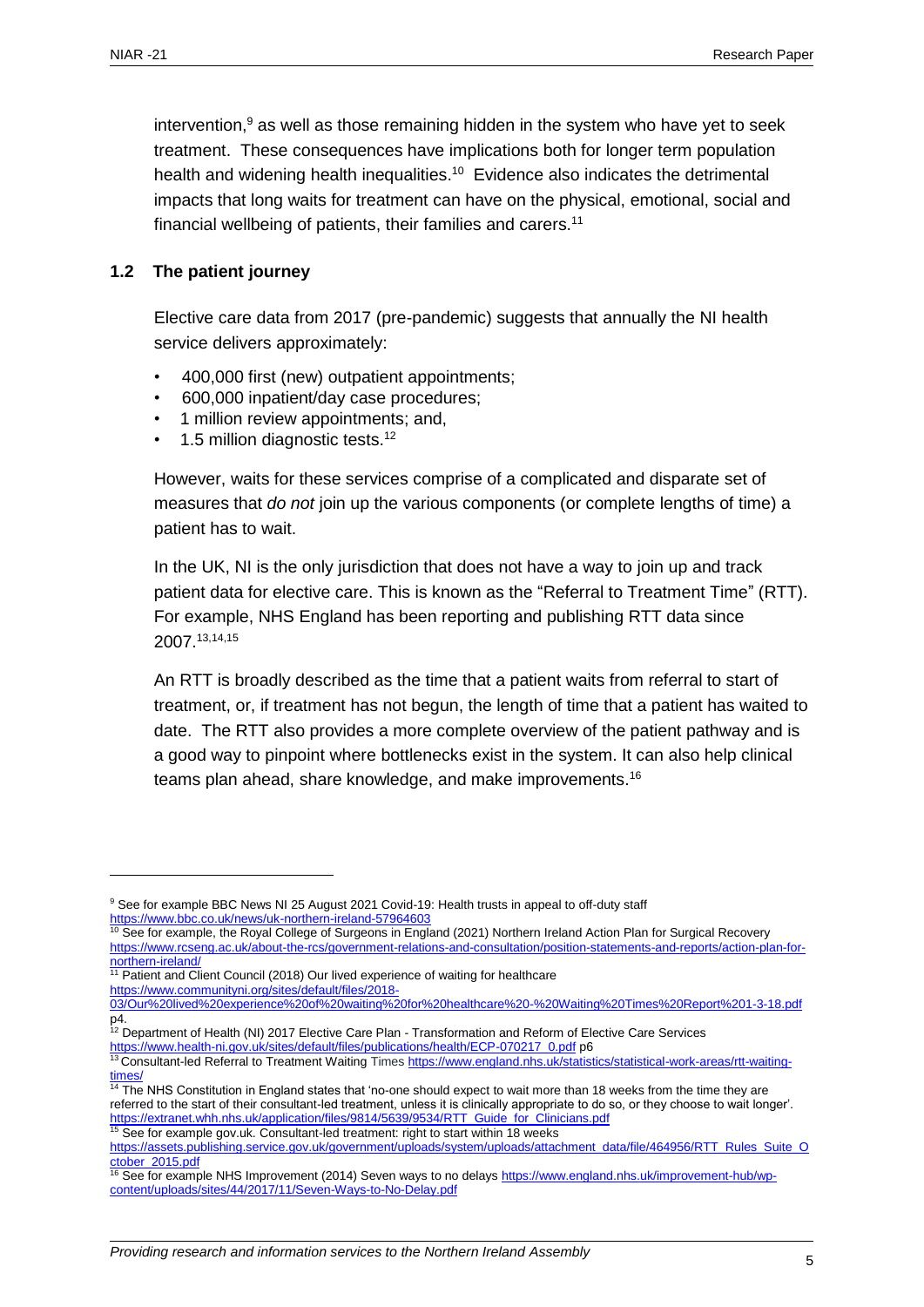intervention,[9] as well as those remaining hidden in the system who have yet to seek treatment. These consequences have implications both for longer term population health and widening health inequalities.[10] Evidence also indicates the detrimental impacts that long waits for treatment can have on the physical, emotional, social and financial wellbeing of patients, their families and carers.[11]

## 1.2 The patient journey

Elective care data from 2017 (pre-pandemic) suggests that annually the NI health service delivers approximately:

- 400,000 first (new) outpatient appointments;
- 600,000 inpatient/day case procedures;
- 1 million review appointments; and,
- 1.5 million diagnostic tests.[12]

However, waits for these services comprise of a complicated and disparate set of measures that *do not* join up the various components (or complete lengths of time) a patient has to wait.

In the UK, NI is the only jurisdiction that does not have a way to join up and track patient data for elective care. This is known as the "Referral to Treatment Time" (RTT). For example, NHS England has been reporting and publishing RTT data since 2007.[13,14,15]

An RTT is broadly described as the time that a patient waits from referral to start of treatment, or, if treatment has not begun, the length of time that a patient has waited to date. The RTT also provides a more complete overview of the patient pathway and is a good way to pinpoint where bottlenecks exist in the system. It can also help clinical teams plan ahead, share knowledge, and make improvements.[16]

---

[9] See for example BBC News NI 25 August 2021 Covid-19: Health trusts in appeal to off-duty staff https://www.bbc.co.uk/news/uk-northern-ireland-57964603

[10] See for example, the Royal College of Surgeons in England (2021) Northern Ireland Action Plan for Surgical Recovery https://www.rcseng.ac.uk/about-the-rcs/government-relations-and-consultation/position-statements-and-reports/action-plan-for-northern-ireland/

[11] Patient and Client Council (2018) Our lived experience of waiting for healthcare https://www.communityni.org/sites/default/files/2018-03/Our%20lived%20experience%20of%20waiting%20for%20healthcare%20-%20Waiting%20Times%20Report%201-3-18.pdf p4.

[12] Department of Health (NI) 2017 Elective Care Plan - Transformation and Reform of Elective Care Services https://www.health-ni.gov.uk/sites/default/files/publications/health/ECP-070217_0.pdf p6

[13] Consultant-led Referral to Treatment Waiting Times https://www.england.nhs.uk/statistics/statistical-work-areas/rtt-waiting-times/

[14] The NHS Constitution in England states that 'no-one should expect to wait more than 18 weeks from the time they are referred to the start of their consultant-led treatment, unless it is clinically appropriate to do so, or they choose to wait longer'. https://extranet.whh.nhs.uk/application/files/9814/5639/9534/RTT_Guide_for_Clinicians.pdf

[15] See for example gov.uk. Consultant-led treatment: right to start within 18 weeks https://assets.publishing.service.gov.uk/government/uploads/system/uploads/attachment_data/file/464956/RTT_Rules_Suite_October_2015.pdf

[16] See for example NHS Improvement (2014) Seven ways to no delays https://www.england.nhs.uk/improvement-hub/wp-content/uploads/sites/44/2017/11/Seven-Ways-to-No-Delay.pdf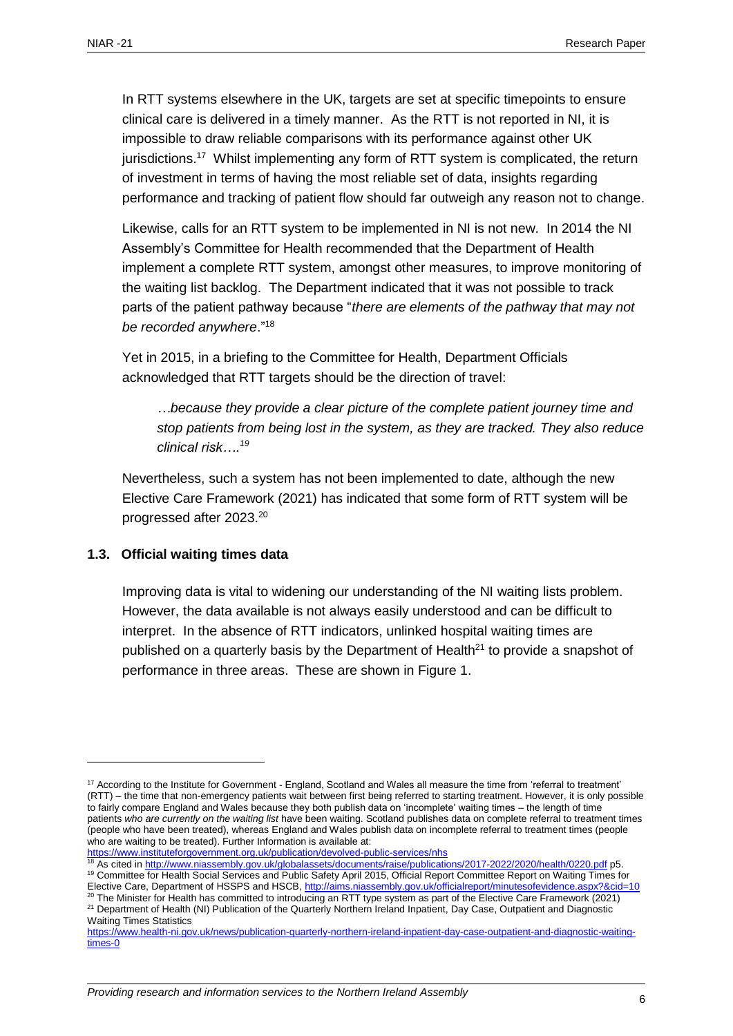In RTT systems elsewhere in the UK, targets are set at specific timepoints to ensure clinical care is delivered in a timely manner. As the RTT is not reported in NI, it is impossible to draw reliable comparisons with its performance against other UK jurisdictions.[17] Whilst implementing any form of RTT system is complicated, the return of investment in terms of having the most reliable set of data, insights regarding performance and tracking of patient flow should far outweigh any reason not to change.

Likewise, calls for an RTT system to be implemented in NI is not new. In 2014 the NI Assembly's Committee for Health recommended that the Department of Health implement a complete RTT system, amongst other measures, to improve monitoring of the waiting list backlog. The Department indicated that it was not possible to track parts of the patient pathway because "*there are elements of the pathway that may not be recorded anywhere*."[18]

Yet in 2015, in a briefing to the Committee for Health, Department Officials acknowledged that RTT targets should be the direction of travel:

> *…because they provide a clear picture of the complete patient journey time and stop patients from being lost in the system, as they are tracked. They also reduce clinical risk….*[19]

Nevertheless, such a system has not been implemented to date, although the new Elective Care Framework (2021) has indicated that some form of RTT system will be progressed after 2023.[20]

### 1.3. Official waiting times data

Improving data is vital to widening our understanding of the NI waiting lists problem. However, the data available is not always easily understood and can be difficult to interpret. In the absence of RTT indicators, unlinked hospital waiting times are published on a quarterly basis by the Department of Health[21] to provide a snapshot of performance in three areas. These are shown in Figure 1.

---

[17] According to the Institute for Government - England, Scotland and Wales all measure the time from 'referral to treatment' (RTT) – the time that non-emergency patients wait between first being referred to starting treatment. However, it is only possible to fairly compare England and Wales because they both publish data on 'incomplete' waiting times – the length of time patients *who are currently on the waiting list* have been waiting. Scotland publishes data on complete referral to treatment times (people who have been treated), whereas England and Wales publish data on incomplete referral to treatment times (people who are waiting to be treated). Further Information is available at: https://www.instituteforgovernment.org.uk/publication/devolved-public-services/nhs

[18] As cited in http://www.niassembly.gov.uk/globalassets/documents/raise/publications/2017-2022/2020/health/0220.pdf p5.

[19] Committee for Health Social Services and Public Safety April 2015, Official Report Committee Report on Waiting Times for Elective Care, Department of HSSPS and HSCB, http://aims.niassembly.gov.uk/officialreport/minutesofevidence.aspx?&cid=10

[20] The Minister for Health has committed to introducing an RTT type system as part of the Elective Care Framework (2021)

[21] Department of Health (NI) Publication of the Quarterly Northern Ireland Inpatient, Day Case, Outpatient and Diagnostic Waiting Times Statistics https://www.health-ni.gov.uk/news/publication-quarterly-northern-ireland-inpatient-day-case-outpatient-and-diagnostic-waiting-times-0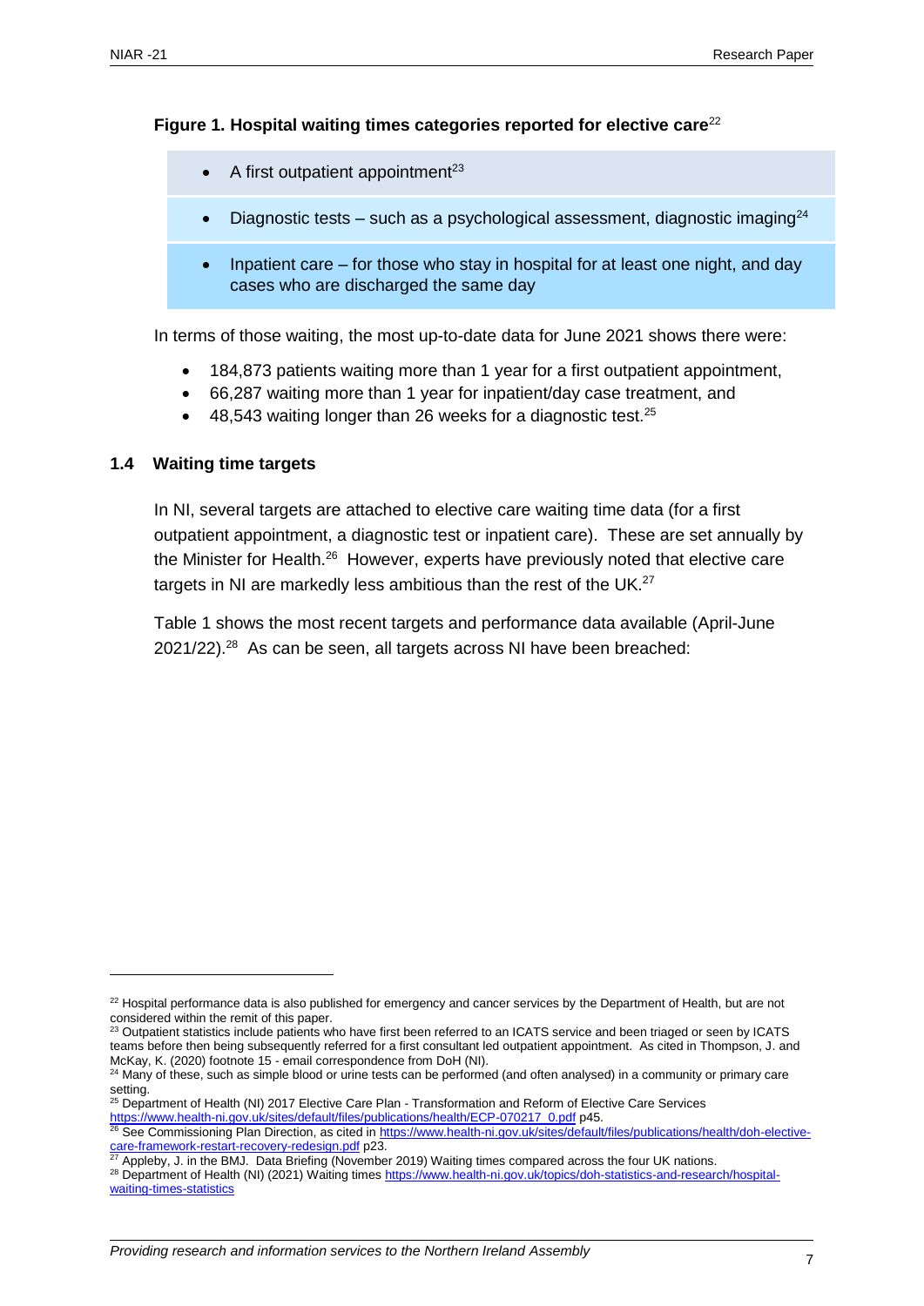**Figure 1. Hospital waiting times categories reported for elective care**[22]

- A first outpatient appointment[23]
- Diagnostic tests – such as a psychological assessment, diagnostic imaging[24]
- Inpatient care – for those who stay in hospital for at least one night, and day cases who are discharged the same day

In terms of those waiting, the most up-to-date data for June 2021 shows there were:

- 184,873 patients waiting more than 1 year for a first outpatient appointment,
- 66,287 waiting more than 1 year for inpatient/day case treatment, and
- 48,543 waiting longer than 26 weeks for a diagnostic test.[25]

## 1.4 Waiting time targets

In NI, several targets are attached to elective care waiting time data (for a first outpatient appointment, a diagnostic test or inpatient care). These are set annually by the Minister for Health.[26] However, experts have previously noted that elective care targets in NI are markedly less ambitious than the rest of the UK.[27]

Table 1 shows the most recent targets and performance data available (April-June 2021/22).[28] As can be seen, all targets across NI have been breached:

---

[22] Hospital performance data is also published for emergency and cancer services by the Department of Health, but are not considered within the remit of this paper.

[23] Outpatient statistics include patients who have first been referred to an ICATS service and been triaged or seen by ICATS teams before then being subsequently referred for a first consultant led outpatient appointment. As cited in Thompson, J. and McKay, K. (2020) footnote 15 - email correspondence from DoH (NI).

[24] Many of these, such as simple blood or urine tests can be performed (and often analysed) in a community or primary care setting.

[25] Department of Health (NI) 2017 Elective Care Plan - Transformation and Reform of Elective Care Services https://www.health-ni.gov.uk/sites/default/files/publications/health/ECP-070217_0.pdf p45.

[26] See Commissioning Plan Direction, as cited in https://www.health-ni.gov.uk/sites/default/files/publications/health/doh-elective-care-framework-restart-recovery-redesign.pdf p23.

[27] Appleby, J. in the BMJ. Data Briefing (November 2019) Waiting times compared across the four UK nations.

[28] Department of Health (NI) (2021) Waiting times https://www.health-ni.gov.uk/topics/doh-statistics-and-research/hospital-waiting-times-statistics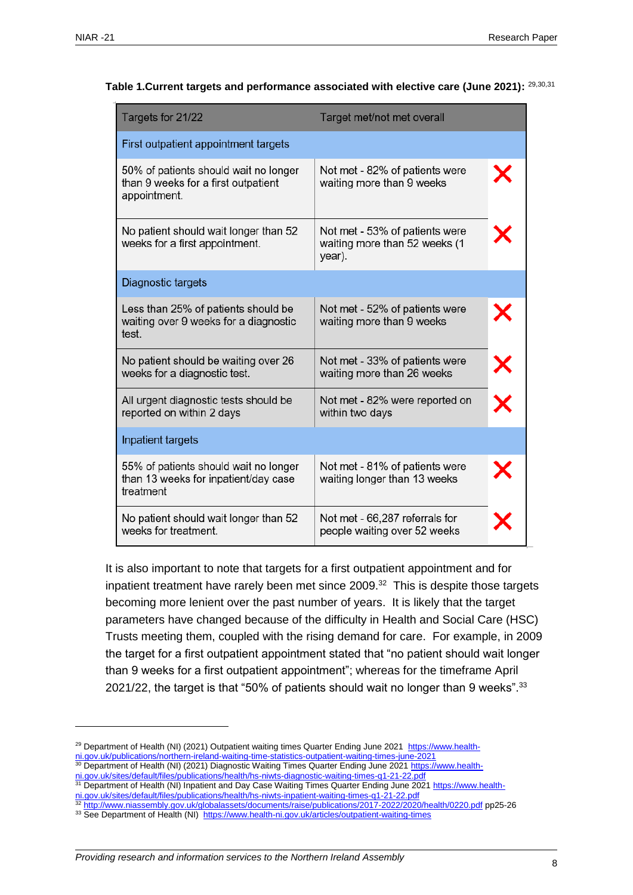**Table 1.Current targets and performance associated with elective care (June 2021):** [29,30,31]

| Targets for 21/22 | Target met/not met overall | |
|---|---|---|
| First outpatient appointment targets | | |
| 50% of patients should wait no longer than 9 weeks for a first outpatient appointment. | Not met - 82% of patients were waiting more than 9 weeks | ❌ |
| No patient should wait longer than 52 weeks for a first appointment. | Not met - 53% of patients were waiting more than 52 weeks (1 year). | ❌ |
| Diagnostic targets | | |
| Less than 25% of patients should be waiting over 9 weeks for a diagnostic test. | Not met - 52% of patients were waiting more than 9 weeks | ❌ |
| No patient should be waiting over 26 weeks for a diagnostic test. | Not met - 33% of patients were waiting more than 26 weeks | ❌ |
| All urgent diagnostic tests should be reported on within 2 days | Not met - 82% were reported on within two days | ❌ |
| Inpatient targets | | |
| 55% of patients should wait no longer than 13 weeks for inpatient/day case treatment | Not met - 81% of patients were waiting longer than 13 weeks | ❌ |
| No patient should wait longer than 52 weeks for treatment. | Not met - 66,287 referrals for people waiting over 52 weeks | ❌ |

It is also important to note that targets for a first outpatient appointment and for inpatient treatment have rarely been met since 2009.[32] This is despite those targets becoming more lenient over the past number of years. It is likely that the target parameters have changed because of the difficulty in Health and Social Care (HSC) Trusts meeting them, coupled with the rising demand for care. For example, in 2009 the target for a first outpatient appointment stated that "no patient should wait longer than 9 weeks for a first outpatient appointment"; whereas for the timeframe April 2021/22, the target is that "50% of patients should wait no longer than 9 weeks".[33]

---

[29] Department of Health (NI) (2021) Outpatient waiting times Quarter Ending June 2021 https://www.health-ni.gov.uk/publications/northern-ireland-waiting-time-statistics-outpatient-waiting-times-june-2021

[30] Department of Health (NI) (2021) Diagnostic Waiting Times Quarter Ending June 2021 https://www.health-ni.gov.uk/sites/default/files/publications/health/hs-niwts-diagnostic-waiting-times-q1-21-22.pdf

[31] Department of Health (NI) (2021) Inpatient and Day Case Waiting Times Quarter Ending June 2021 https://www.health-ni.gov.uk/sites/default/files/publications/health/hs-niwts-inpatient-waiting-times-q1-21-22.pdf

[32] http://www.niassembly.gov.uk/globalassets/documents/raise/publications/2017-2022/2020/health/0220.pdf pp25-26

[33] See Department of Health (NI) https://www.health-ni.gov.uk/articles/outpatient-waiting-times

*Providing research and information services to the Northern Ireland Assembly*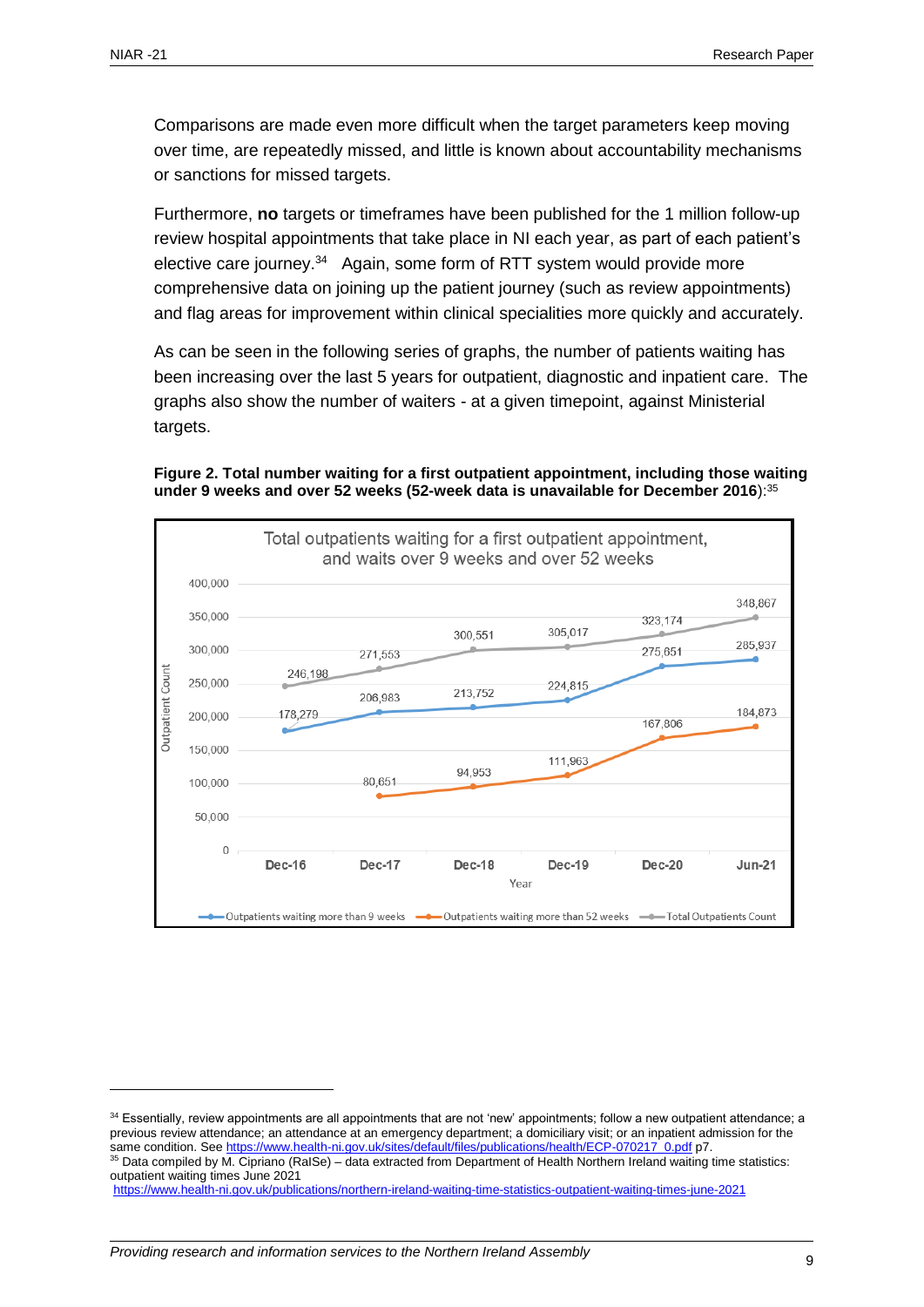Comparisons are made even more difficult when the target parameters keep moving over time, are repeatedly missed, and little is known about accountability mechanisms or sanctions for missed targets.

Furthermore, **no** targets or timeframes have been published for the 1 million follow-up review hospital appointments that take place in NI each year, as part of each patient's elective care journey.[34] Again, some form of RTT system would provide more comprehensive data on joining up the patient journey (such as review appointments) and flag areas for improvement within clinical specialities more quickly and accurately.

As can be seen in the following series of graphs, the number of patients waiting has been increasing over the last 5 years for outpatient, diagnostic and inpatient care. The graphs also show the number of waiters - at a given timepoint, against Ministerial targets.

**Figure 2. Total number waiting for a first outpatient appointment, including those waiting under 9 weeks and over 52 weeks (52-week data is unavailable for December 2016)**:[35]

Total outpatients waiting for a first outpatient appointment, and waits over 9 weeks and over 52 weeks

| Year | Outpatients waiting more than 9 weeks | Outpatients waiting more than 52 weeks | Total Outpatients Count |
|---|---|---|---|
| Dec-16 | 178,279 | | 246,198 |
| Dec-17 | 206,983 | 80,651 | 271,553 |
| Dec-18 | 213,752 | 94,953 | 300,551 |
| Dec-19 | 224,815 | 111,963 | 305,017 |
| Dec-20 | 275,651 | 167,806 | 323,174 |
| Jun-21 | 285,937 | 184,873 | 348,867 |

---

[34] Essentially, review appointments are all appointments that are not 'new' appointments; follow a new outpatient attendance; a previous review attendance; an attendance at an emergency department; a domiciliary visit; or an inpatient admission for the same condition. See https://www.health-ni.gov.uk/sites/default/files/publications/health/ECP-070217_0.pdf p7.

[35] Data compiled by M. Cipriano (RaISe) – data extracted from Department of Health Northern Ireland waiting time statistics: outpatient waiting times June 2021 https://www.health-ni.gov.uk/publications/northern-ireland-waiting-time-statistics-outpatient-waiting-times-june-2021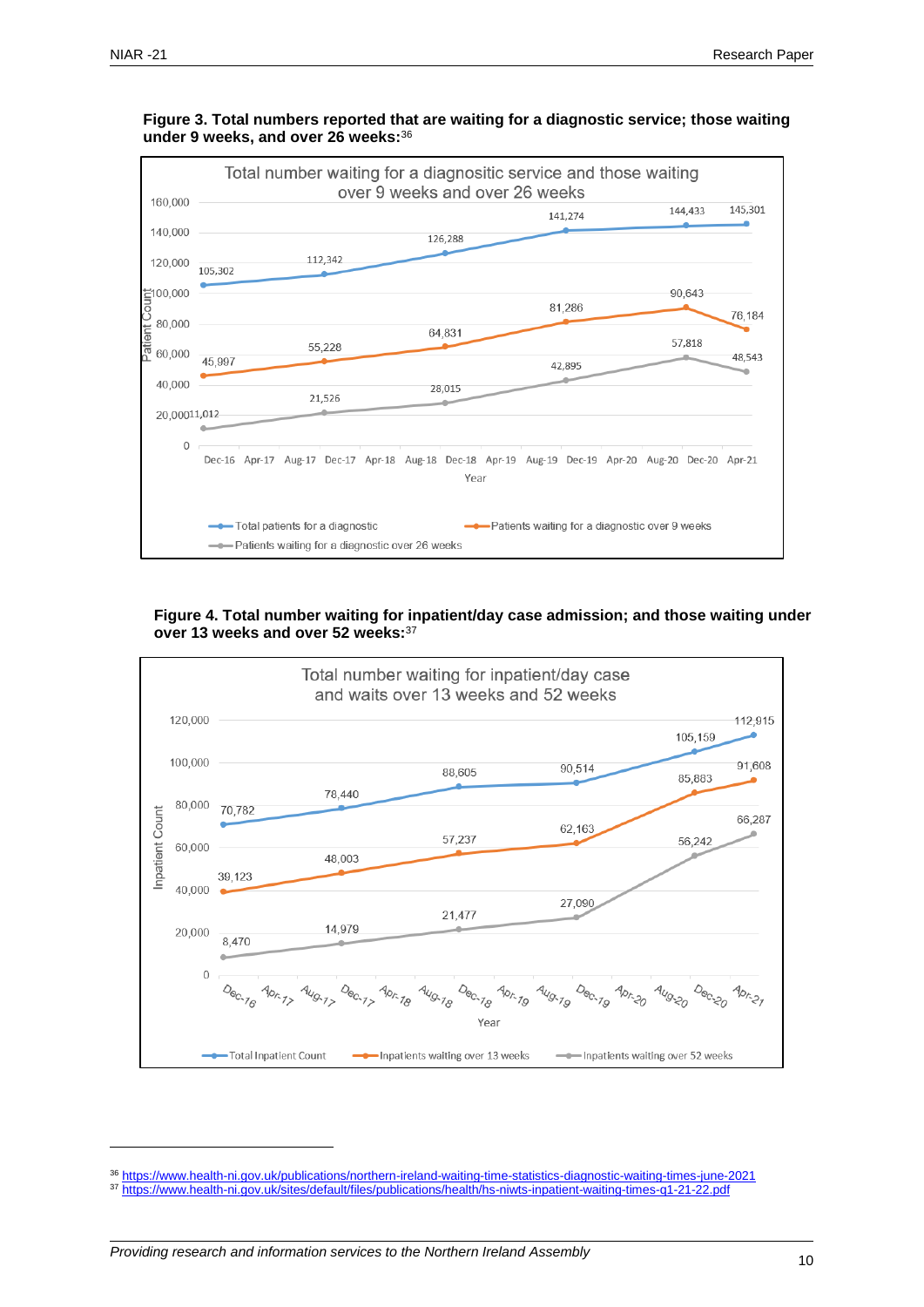**Figure 3. Total numbers reported that are waiting for a diagnostic service; those waiting under 9 weeks, and over 26 weeks:**[36]

**Figure 4. Total number waiting for inpatient/day case admission; and those waiting under over 13 weeks and over 52 weeks:**[37]

[36] https://www.health-ni.gov.uk/publications/northern-ireland-waiting-time-statistics-diagnostic-waiting-times-june-2021

[37] https://www.health-ni.gov.uk/sites/default/files/publications/health/hs-niwts-inpatient-waiting-times-q1-21-22.pdf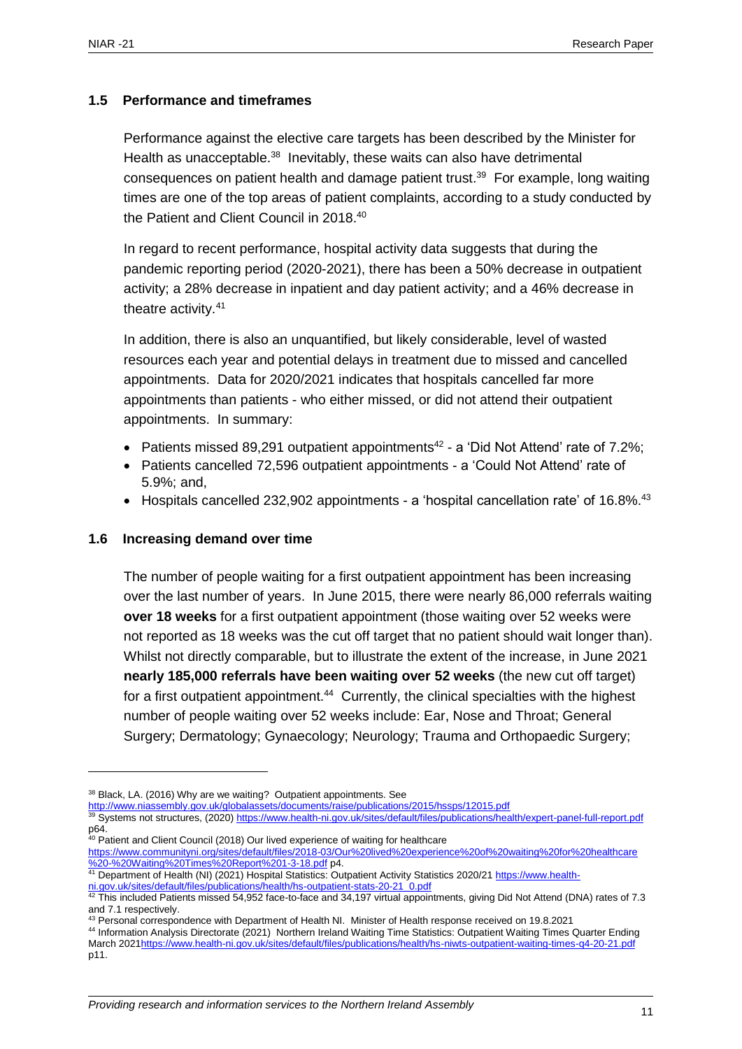### 1.5 Performance and timeframes

Performance against the elective care targets has been described by the Minister for Health as unacceptable.[38] Inevitably, these waits can also have detrimental consequences on patient health and damage patient trust.[39] For example, long waiting times are one of the top areas of patient complaints, according to a study conducted by the Patient and Client Council in 2018.[40]

In regard to recent performance, hospital activity data suggests that during the pandemic reporting period (2020-2021), there has been a 50% decrease in outpatient activity; a 28% decrease in inpatient and day patient activity; and a 46% decrease in theatre activity.[41]

In addition, there is also an unquantified, but likely considerable, level of wasted resources each year and potential delays in treatment due to missed and cancelled appointments. Data for 2020/2021 indicates that hospitals cancelled far more appointments than patients - who either missed, or did not attend their outpatient appointments. In summary:

- Patients missed 89,291 outpatient appointments[42] - a 'Did Not Attend' rate of 7.2%;
- Patients cancelled 72,596 outpatient appointments - a 'Could Not Attend' rate of 5.9%; and,
- Hospitals cancelled 232,902 appointments - a 'hospital cancellation rate' of 16.8%.[43]

### 1.6 Increasing demand over time

The number of people waiting for a first outpatient appointment has been increasing over the last number of years. In June 2015, there were nearly 86,000 referrals waiting **over 18 weeks** for a first outpatient appointment (those waiting over 52 weeks were not reported as 18 weeks was the cut off target that no patient should wait longer than). Whilst not directly comparable, but to illustrate the extent of the increase, in June 2021 **nearly 185,000 referrals have been waiting over 52 weeks** (the new cut off target) for a first outpatient appointment.[44] Currently, the clinical specialties with the highest number of people waiting over 52 weeks include: Ear, Nose and Throat; General Surgery; Dermatology; Gynaecology; Neurology; Trauma and Orthopaedic Surgery;

---

[38] Black, LA. (2016) Why are we waiting? Outpatient appointments. See http://www.niassembly.gov.uk/globalassets/documents/raise/publications/2015/hssps/12015.pdf

[39] Systems not structures, (2020) https://www.health-ni.gov.uk/sites/default/files/publications/health/expert-panel-full-report.pdf p64.

[40] Patient and Client Council (2018) Our lived experience of waiting for healthcare https://www.communityni.org/sites/default/files/2018-03/Our%20lived%20experience%20of%20waiting%20for%20healthcare%20-%20Waiting%20Times%20Report%201-3-18.pdf p4.

[41] Department of Health (NI) (2021) Hospital Statistics: Outpatient Activity Statistics 2020/21 https://www.health-ni.gov.uk/sites/default/files/publications/health/hs-outpatient-stats-20-21_0.pdf

[42] This included Patients missed 54,952 face-to-face and 34,197 virtual appointments, giving Did Not Attend (DNA) rates of 7.3 and 7.1 respectively.

[43] Personal correspondence with Department of Health NI. Minister of Health response received on 19.8.2021

[44] Information Analysis Directorate (2021) Northern Ireland Waiting Time Statistics: Outpatient Waiting Times Quarter Ending March 2021https://www.health-ni.gov.uk/sites/default/files/publications/health/hs-niwts-outpatient-waiting-times-q4-20-21.pdf p11.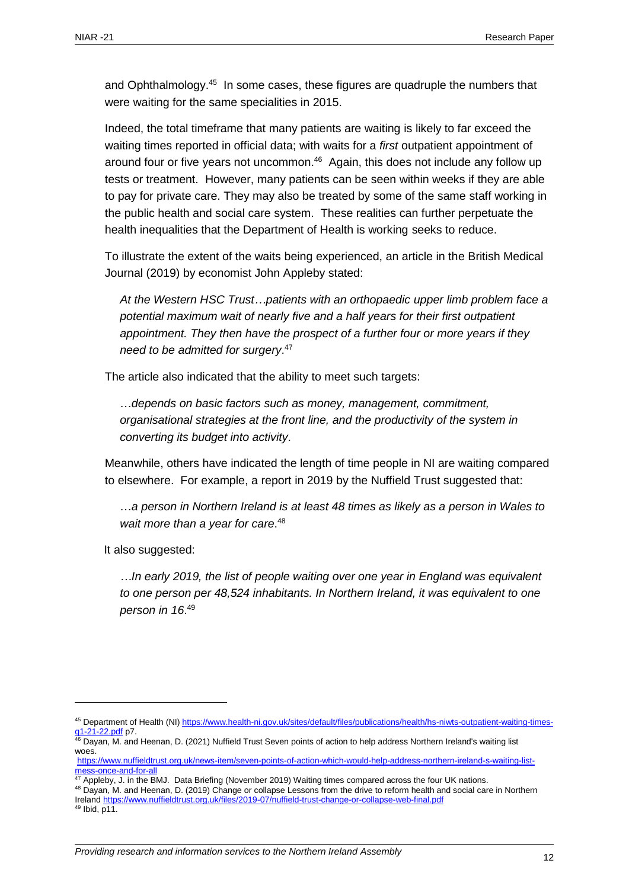and Ophthalmology.[45] In some cases, these figures are quadruple the numbers that were waiting for the same specialities in 2015.

Indeed, the total timeframe that many patients are waiting is likely to far exceed the waiting times reported in official data; with waits for a *first* outpatient appointment of around four or five years not uncommon.[46] Again, this does not include any follow up tests or treatment. However, many patients can be seen within weeks if they are able to pay for private care. They may also be treated by some of the same staff working in the public health and social care system. These realities can further perpetuate the health inequalities that the Department of Health is working seeks to reduce.

To illustrate the extent of the waits being experienced, an article in the British Medical Journal (2019) by economist John Appleby stated:

> *At the Western HSC Trust…patients with an orthopaedic upper limb problem face a potential maximum wait of nearly five and a half years for their first outpatient appointment. They then have the prospect of a further four or more years if they need to be admitted for surgery*.[47]

The article also indicated that the ability to meet such targets:

> …*depends on basic factors such as money, management, commitment, organisational strategies at the front line, and the productivity of the system in converting its budget into activity*.

Meanwhile, others have indicated the length of time people in NI are waiting compared to elsewhere. For example, a report in 2019 by the Nuffield Trust suggested that:

> …*a person in Northern Ireland is at least 48 times as likely as a person in Wales to wait more than a year for care*.[48]

It also suggested:

> …*In early 2019, the list of people waiting over one year in England was equivalent to one person per 48,524 inhabitants. In Northern Ireland, it was equivalent to one person in 16*.[49]

---

[45] Department of Health (NI) https://www.health-ni.gov.uk/sites/default/files/publications/health/hs-niwts-outpatient-waiting-times-q1-21-22.pdf p7.

[46] Dayan, M. and Heenan, D. (2021) Nuffield Trust Seven points of action to help address Northern Ireland's waiting list woes. https://www.nuffieldtrust.org.uk/news-item/seven-points-of-action-which-would-help-address-northern-ireland-s-waiting-list-mess-once-and-for-all

[47] Appleby, J. in the BMJ. Data Briefing (November 2019) Waiting times compared across the four UK nations.

[48] Dayan, M. and Heenan, D. (2019) Change or collapse Lessons from the drive to reform health and social care in Northern Ireland https://www.nuffieldtrust.org.uk/files/2019-07/nuffield-trust-change-or-collapse-web-final.pdf

[49] Ibid, p11.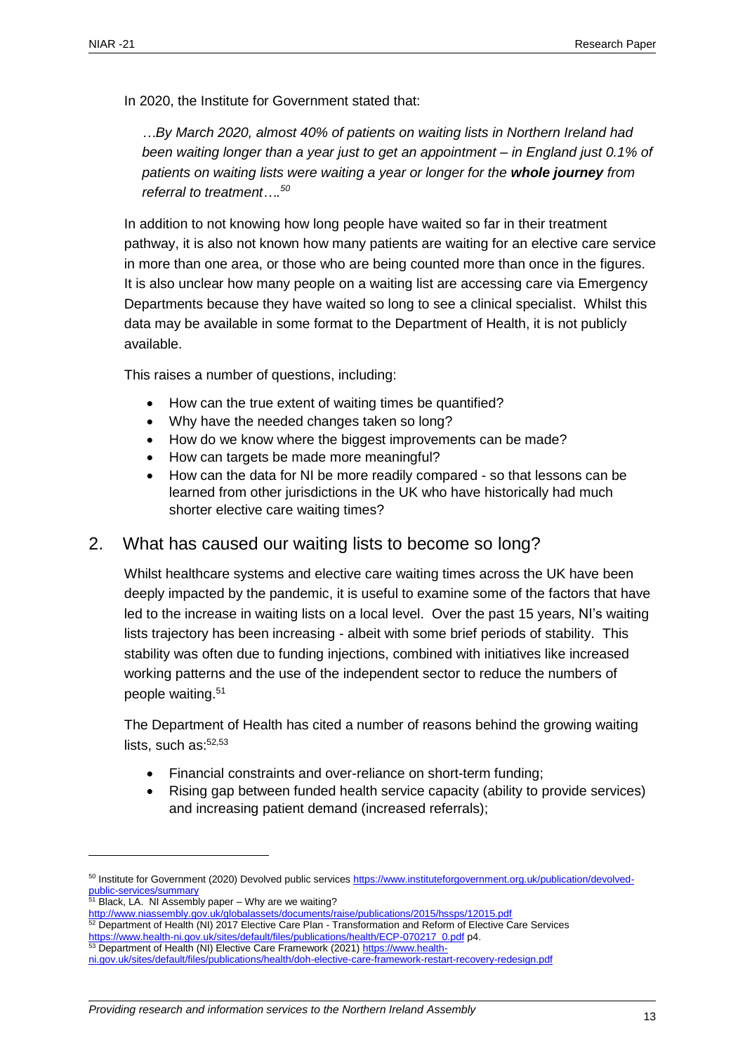In 2020, the Institute for Government stated that:

> *…By March 2020, almost 40% of patients on waiting lists in Northern Ireland had been waiting longer than a year just to get an appointment – in England just 0.1% of patients on waiting lists were waiting a year or longer for the **whole journey** from referral to treatment….*[50]

In addition to not knowing how long people have waited so far in their treatment pathway, it is also not known how many patients are waiting for an elective care service in more than one area, or those who are being counted more than once in the figures. It is also unclear how many people on a waiting list are accessing care via Emergency Departments because they have waited so long to see a clinical specialist. Whilst this data may be available in some format to the Department of Health, it is not publicly available.

This raises a number of questions, including:

- How can the true extent of waiting times be quantified?
- Why have the needed changes taken so long?
- How do we know where the biggest improvements can be made?
- How can targets be made more meaningful?
- How can the data for NI be more readily compared - so that lessons can be learned from other jurisdictions in the UK who have historically had much shorter elective care waiting times?

## 2. What has caused our waiting lists to become so long?

Whilst healthcare systems and elective care waiting times across the UK have been deeply impacted by the pandemic, it is useful to examine some of the factors that have led to the increase in waiting lists on a local level. Over the past 15 years, NI's waiting lists trajectory has been increasing - albeit with some brief periods of stability. This stability was often due to funding injections, combined with initiatives like increased working patterns and the use of the independent sector to reduce the numbers of people waiting.[51]

The Department of Health has cited a number of reasons behind the growing waiting lists, such as:[52,53]

- Financial constraints and over-reliance on short-term funding;
- Rising gap between funded health service capacity (ability to provide services) and increasing patient demand (increased referrals);

---

[50] Institute for Government (2020) Devolved public services https://www.instituteforgovernment.org.uk/publication/devolved-public-services/summary

[51] Black, LA. NI Assembly paper – Why are we waiting? http://www.niassembly.gov.uk/globalassets/documents/raise/publications/2015/hssps/12015.pdf

[52] Department of Health (NI) 2017 Elective Care Plan - Transformation and Reform of Elective Care Services https://www.health-ni.gov.uk/sites/default/files/publications/health/ECP-070217_0.pdf p4.

[53] Department of Health (NI) Elective Care Framework (2021) https://www.health-ni.gov.uk/sites/default/files/publications/health/doh-elective-care-framework-restart-recovery-redesign.pdf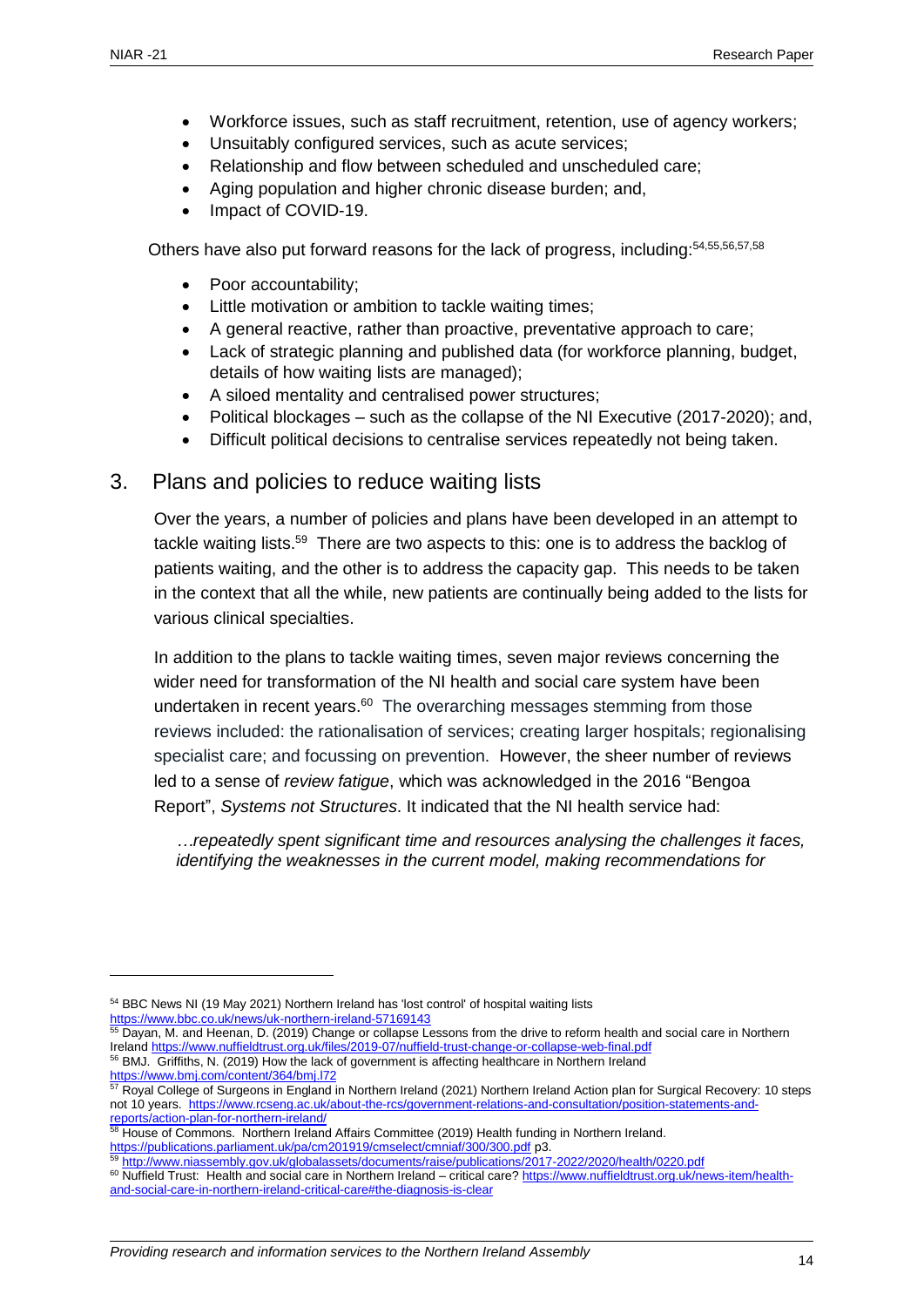- Workforce issues, such as staff recruitment, retention, use of agency workers;
- Unsuitably configured services, such as acute services;
- Relationship and flow between scheduled and unscheduled care;
- Aging population and higher chronic disease burden; and,
- Impact of COVID-19.

Others have also put forward reasons for the lack of progress, including:[54,55,56,57,58]

- Poor accountability;
- Little motivation or ambition to tackle waiting times;
- A general reactive, rather than proactive, preventative approach to care;
- Lack of strategic planning and published data (for workforce planning, budget, details of how waiting lists are managed);
- A siloed mentality and centralised power structures;
- Political blockages – such as the collapse of the NI Executive (2017-2020); and,
- Difficult political decisions to centralise services repeatedly not being taken.

## 3. Plans and policies to reduce waiting lists

Over the years, a number of policies and plans have been developed in an attempt to tackle waiting lists.[59] There are two aspects to this: one is to address the backlog of patients waiting, and the other is to address the capacity gap. This needs to be taken in the context that all the while, new patients are continually being added to the lists for various clinical specialties.

In addition to the plans to tackle waiting times, seven major reviews concerning the wider need for transformation of the NI health and social care system have been undertaken in recent years.[60] The overarching messages stemming from those reviews included: the rationalisation of services; creating larger hospitals; regionalising specialist care; and focussing on prevention. However, the sheer number of reviews led to a sense of *review fatigue*, which was acknowledged in the 2016 "Bengoa Report", *Systems not Structures*. It indicated that the NI health service had:

> *…repeatedly spent significant time and resources analysing the challenges it faces, identifying the weaknesses in the current model, making recommendations for*

---

[54] BBC News NI (19 May 2021) Northern Ireland has 'lost control' of hospital waiting lists https://www.bbc.co.uk/news/uk-northern-ireland-57169143

[55] Dayan, M. and Heenan, D. (2019) Change or collapse Lessons from the drive to reform health and social care in Northern Ireland https://www.nuffieldtrust.org.uk/files/2019-07/nuffield-trust-change-or-collapse-web-final.pdf

[56] BMJ. Griffiths, N. (2019) How the lack of government is affecting healthcare in Northern Ireland https://www.bmj.com/content/364/bmj.l72

[57] Royal College of Surgeons in England in Northern Ireland (2021) Northern Ireland Action plan for Surgical Recovery: 10 steps not 10 years. https://www.rcseng.ac.uk/about-the-rcs/government-relations-and-consultation/position-statements-and-reports/action-plan-for-northern-ireland/

[58] House of Commons. Northern Ireland Affairs Committee (2019) Health funding in Northern Ireland. https://publications.parliament.uk/pa/cm201919/cmselect/cmniaf/300/300.pdf p3.

[59] http://www.niassembly.gov.uk/globalassets/documents/raise/publications/2017-2022/2020/health/0220.pdf

[60] Nuffield Trust: Health and social care in Northern Ireland – critical care? https://www.nuffieldtrust.org.uk/news-item/health-and-social-care-in-northern-ireland-critical-care#the-diagnosis-is-clear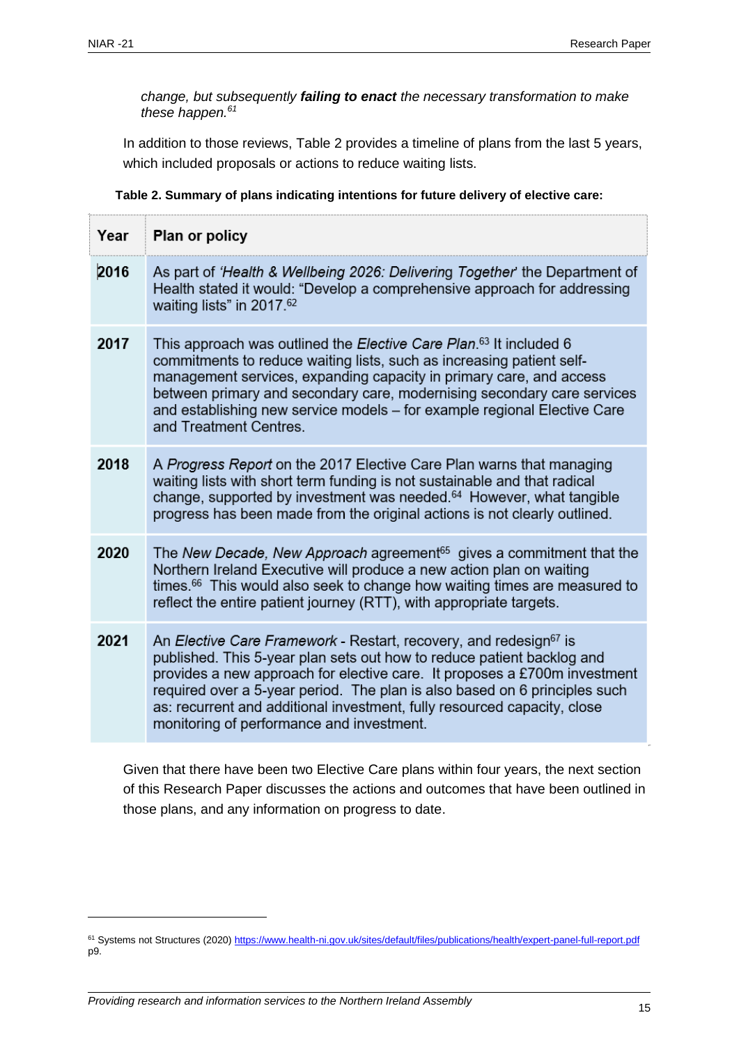*change, but subsequently **failing to enact** the necessary transformation to make these happen.*[61]

In addition to those reviews, Table 2 provides a timeline of plans from the last 5 years, which included proposals or actions to reduce waiting lists.

**Table 2. Summary of plans indicating intentions for future delivery of elective care:**

| Year | Plan or policy |
|---|---|
| 2016 | As part of *'Health & Wellbeing 2026: Delivering Together'* the Department of Health stated it would: "Develop a comprehensive approach for addressing waiting lists" in 2017.[62] |
| 2017 | This approach was outlined the *Elective Care Plan*.[63] It included 6 commitments to reduce waiting lists, such as increasing patient self-management services, expanding capacity in primary care, and access between primary and secondary care, modernising secondary care services and establishing new service models – for example regional Elective Care and Treatment Centres. |
| 2018 | A *Progress Report* on the 2017 Elective Care Plan warns that managing waiting lists with short term funding is not sustainable and that radical change, supported by investment was needed.[64] However, what tangible progress has been made from the original actions is not clearly outlined. |
| 2020 | The *New Decade, New Approach* agreement[65] gives a commitment that the Northern Ireland Executive will produce a new action plan on waiting times.[66] This would also seek to change how waiting times are measured to reflect the entire patient journey (RTT), with appropriate targets. |
| 2021 | An *Elective Care Framework* - Restart, recovery, and redesign[67] is published. This 5-year plan sets out how to reduce patient backlog and provides a new approach for elective care. It proposes a £700m investment required over a 5-year period. The plan is also based on 6 principles such as: recurrent and additional investment, fully resourced capacity, close monitoring of performance and investment. |

Given that there have been two Elective Care plans within four years, the next section of this Research Paper discusses the actions and outcomes that have been outlined in those plans, and any information on progress to date.

---

[61] Systems not Structures (2020) https://www.health-ni.gov.uk/sites/default/files/publications/health/expert-panel-full-report.pdf p9.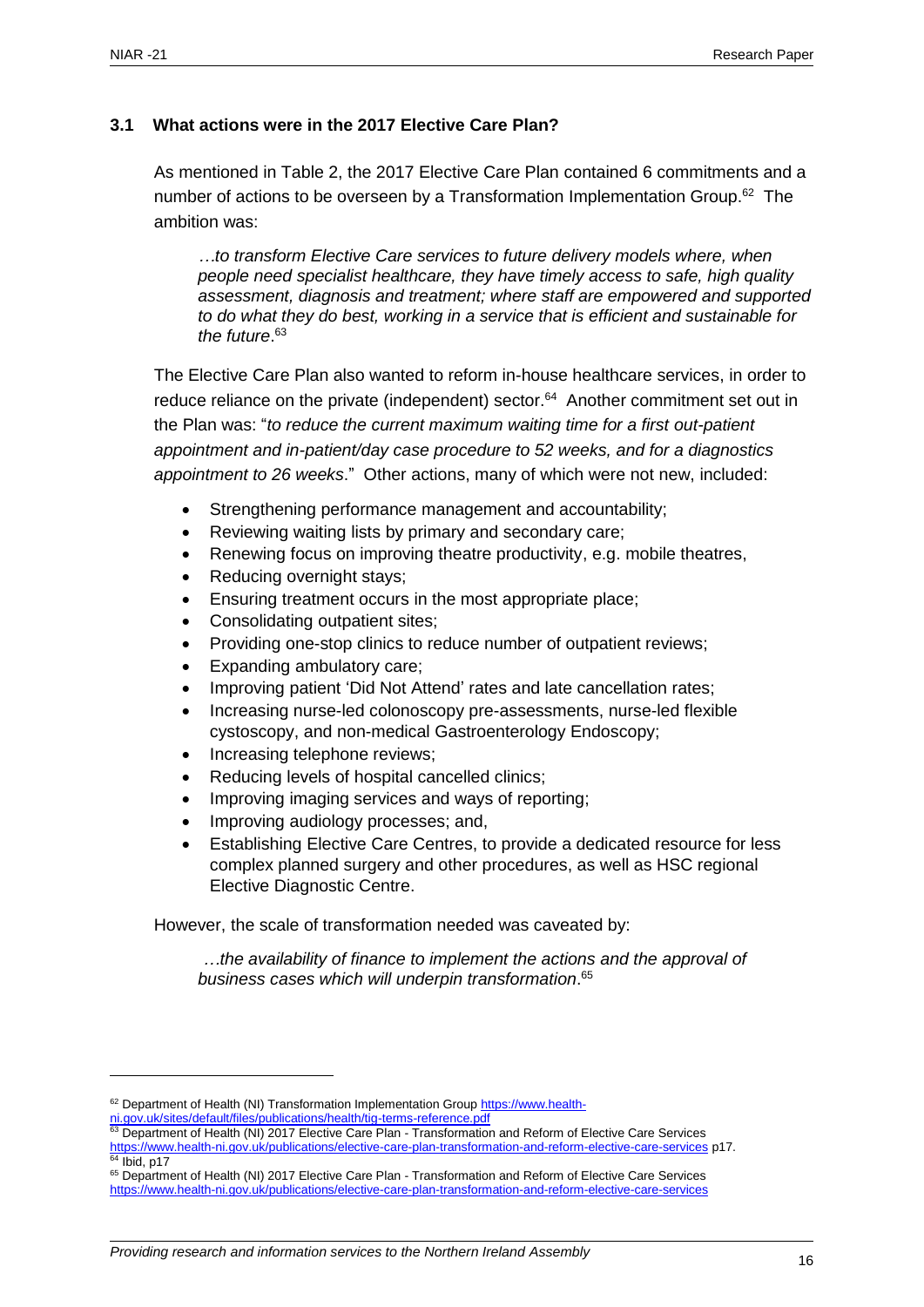### 3.1 What actions were in the 2017 Elective Care Plan?

As mentioned in Table 2, the 2017 Elective Care Plan contained 6 commitments and a number of actions to be overseen by a Transformation Implementation Group.[62] The ambition was:

> *…to transform Elective Care services to future delivery models where, when people need specialist healthcare, they have timely access to safe, high quality assessment, diagnosis and treatment; where staff are empowered and supported to do what they do best, working in a service that is efficient and sustainable for the future*.[63]

The Elective Care Plan also wanted to reform in-house healthcare services, in order to reduce reliance on the private (independent) sector.[64] Another commitment set out in the Plan was: "*to reduce the current maximum waiting time for a first out-patient appointment and in-patient/day case procedure to 52 weeks, and for a diagnostics appointment to 26 weeks*." Other actions, many of which were not new, included:

- Strengthening performance management and accountability;
- Reviewing waiting lists by primary and secondary care;
- Renewing focus on improving theatre productivity, e.g. mobile theatres,
- Reducing overnight stays;
- Ensuring treatment occurs in the most appropriate place;
- Consolidating outpatient sites;
- Providing one-stop clinics to reduce number of outpatient reviews;
- Expanding ambulatory care;
- Improving patient 'Did Not Attend' rates and late cancellation rates;
- Increasing nurse-led colonoscopy pre-assessments, nurse-led flexible cystoscopy, and non-medical Gastroenterology Endoscopy;
- Increasing telephone reviews;
- Reducing levels of hospital cancelled clinics;
- Improving imaging services and ways of reporting;
- Improving audiology processes; and,
- Establishing Elective Care Centres, to provide a dedicated resource for less complex planned surgery and other procedures, as well as HSC regional Elective Diagnostic Centre.

However, the scale of transformation needed was caveated by:

> *…the availability of finance to implement the actions and the approval of business cases which will underpin transformation*.[65]

---

[62] Department of Health (NI) Transformation Implementation Group https://www.health-ni.gov.uk/sites/default/files/publications/health/tig-terms-reference.pdf

[63] Department of Health (NI) 2017 Elective Care Plan - Transformation and Reform of Elective Care Services https://www.health-ni.gov.uk/publications/elective-care-plan-transformation-and-reform-elective-care-services p17.

[64] Ibid, p17

[65] Department of Health (NI) 2017 Elective Care Plan - Transformation and Reform of Elective Care Services https://www.health-ni.gov.uk/publications/elective-care-plan-transformation-and-reform-elective-care-services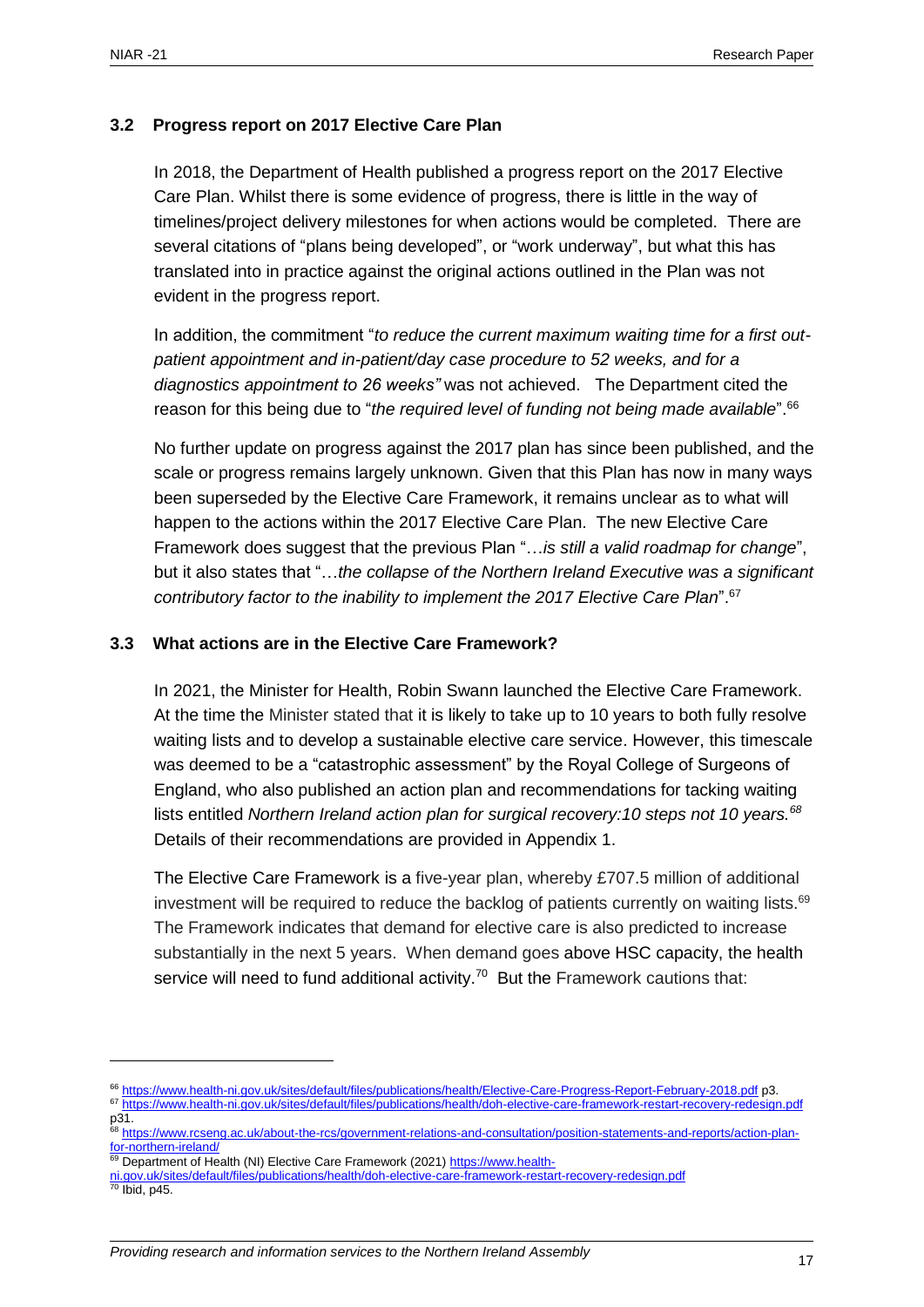### 3.2 Progress report on 2017 Elective Care Plan

In 2018, the Department of Health published a progress report on the 2017 Elective Care Plan. Whilst there is some evidence of progress, there is little in the way of timelines/project delivery milestones for when actions would be completed. There are several citations of "plans being developed", or "work underway", but what this has translated into in practice against the original actions outlined in the Plan was not evident in the progress report.

In addition, the commitment "*to reduce the current maximum waiting time for a first out-patient appointment and in-patient/day case procedure to 52 weeks, and for a diagnostics appointment to 26 weeks"* was not achieved. The Department cited the reason for this being due to "*the required level of funding not being made available*".[66]

No further update on progress against the 2017 plan has since been published, and the scale or progress remains largely unknown. Given that this Plan has now in many ways been superseded by the Elective Care Framework, it remains unclear as to what will happen to the actions within the 2017 Elective Care Plan. The new Elective Care Framework does suggest that the previous Plan "…*is still a valid roadmap for change*", but it also states that "…*the collapse of the Northern Ireland Executive was a significant contributory factor to the inability to implement the 2017 Elective Care Plan*".[67]

### 3.3 What actions are in the Elective Care Framework?

In 2021, the Minister for Health, Robin Swann launched the Elective Care Framework. At the time the Minister stated that it is likely to take up to 10 years to both fully resolve waiting lists and to develop a sustainable elective care service. However, this timescale was deemed to be a "catastrophic assessment" by the Royal College of Surgeons of England, who also published an action plan and recommendations for tacking waiting lists entitled *Northern Ireland action plan for surgical recovery:10 steps not 10 years.*[68] Details of their recommendations are provided in Appendix 1.

The Elective Care Framework is a five-year plan, whereby £707.5 million of additional investment will be required to reduce the backlog of patients currently on waiting lists.[69] The Framework indicates that demand for elective care is also predicted to increase substantially in the next 5 years. When demand goes above HSC capacity, the health service will need to fund additional activity.[70] But the Framework cautions that:

---

[66] https://www.health-ni.gov.uk/sites/default/files/publications/health/Elective-Care-Progress-Report-February-2018.pdf p3.

[67] https://www.health-ni.gov.uk/sites/default/files/publications/health/doh-elective-care-framework-restart-recovery-redesign.pdf p31.

[68] https://www.rcseng.ac.uk/about-the-rcs/government-relations-and-consultation/position-statements-and-reports/action-plan-for-northern-ireland/

[69] Department of Health (NI) Elective Care Framework (2021) https://www.health-ni.gov.uk/sites/default/files/publications/health/doh-elective-care-framework-restart-recovery-redesign.pdf

[70] Ibid, p45.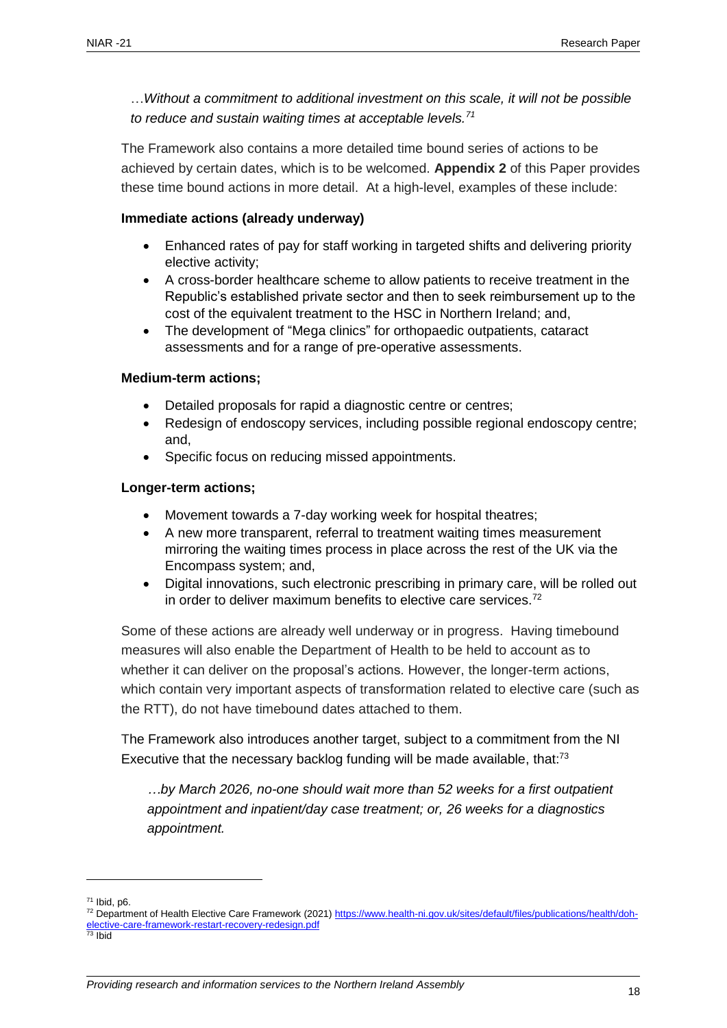*…Without a commitment to additional investment on this scale, it will not be possible to reduce and sustain waiting times at acceptable levels.*[71]

The Framework also contains a more detailed time bound series of actions to be achieved by certain dates, which is to be welcomed. **Appendix 2** of this Paper provides these time bound actions in more detail. At a high-level, examples of these include:

**Immediate actions (already underway)**

- Enhanced rates of pay for staff working in targeted shifts and delivering priority elective activity;
- A cross-border healthcare scheme to allow patients to receive treatment in the Republic's established private sector and then to seek reimbursement up to the cost of the equivalent treatment to the HSC in Northern Ireland; and,
- The development of "Mega clinics" for orthopaedic outpatients, cataract assessments and for a range of pre-operative assessments.

**Medium-term actions;**

- Detailed proposals for rapid a diagnostic centre or centres;
- Redesign of endoscopy services, including possible regional endoscopy centre; and,
- Specific focus on reducing missed appointments.

**Longer-term actions;**

- Movement towards a 7-day working week for hospital theatres;
- A new more transparent, referral to treatment waiting times measurement mirroring the waiting times process in place across the rest of the UK via the Encompass system; and,
- Digital innovations, such electronic prescribing in primary care, will be rolled out in order to deliver maximum benefits to elective care services.[72]

Some of these actions are already well underway or in progress. Having timebound measures will also enable the Department of Health to be held to account as to whether it can deliver on the proposal's actions. However, the longer-term actions, which contain very important aspects of transformation related to elective care (such as the RTT), do not have timebound dates attached to them.

The Framework also introduces another target, subject to a commitment from the NI Executive that the necessary backlog funding will be made available, that:[73]

*…by March 2026, no-one should wait more than 52 weeks for a first outpatient appointment and inpatient/day case treatment; or, 26 weeks for a diagnostics appointment.*

---

[71] Ibid, p6.

[72] Department of Health Elective Care Framework (2021) https://www.health-ni.gov.uk/sites/default/files/publications/health/doh-elective-care-framework-restart-recovery-redesign.pdf

[73] Ibid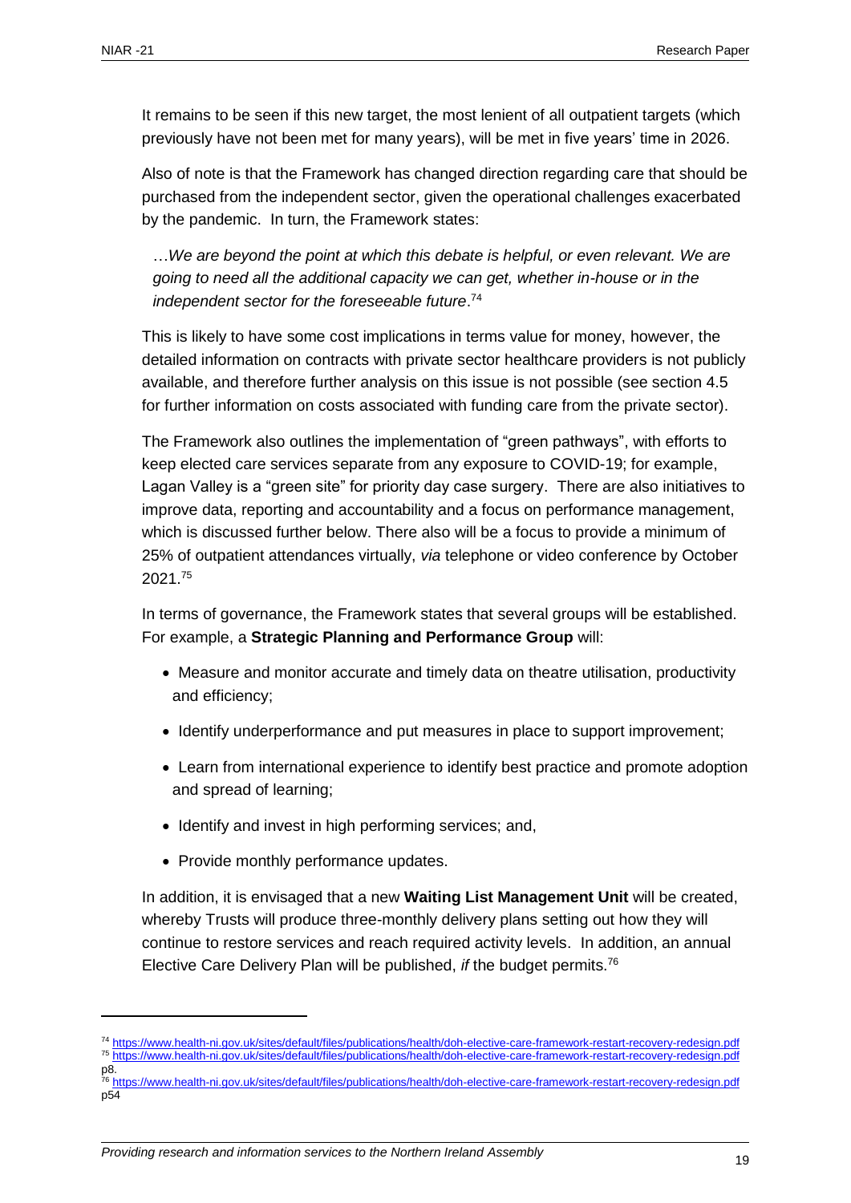It remains to be seen if this new target, the most lenient of all outpatient targets (which previously have not been met for many years), will be met in five years' time in 2026.

Also of note is that the Framework has changed direction regarding care that should be purchased from the independent sector, given the operational challenges exacerbated by the pandemic. In turn, the Framework states:

> …*We are beyond the point at which this debate is helpful, or even relevant. We are going to need all the additional capacity we can get, whether in-house or in the independent sector for the foreseeable future*.[74]

This is likely to have some cost implications in terms value for money, however, the detailed information on contracts with private sector healthcare providers is not publicly available, and therefore further analysis on this issue is not possible (see section 4.5 for further information on costs associated with funding care from the private sector).

The Framework also outlines the implementation of "green pathways", with efforts to keep elected care services separate from any exposure to COVID-19; for example, Lagan Valley is a "green site" for priority day case surgery. There are also initiatives to improve data, reporting and accountability and a focus on performance management, which is discussed further below. There also will be a focus to provide a minimum of 25% of outpatient attendances virtually, *via* telephone or video conference by October 2021.[75]

In terms of governance, the Framework states that several groups will be established. For example, a **Strategic Planning and Performance Group** will:

- Measure and monitor accurate and timely data on theatre utilisation, productivity and efficiency;
- Identify underperformance and put measures in place to support improvement;
- Learn from international experience to identify best practice and promote adoption and spread of learning;
- Identify and invest in high performing services; and,
- Provide monthly performance updates.

In addition, it is envisaged that a new **Waiting List Management Unit** will be created, whereby Trusts will produce three-monthly delivery plans setting out how they will continue to restore services and reach required activity levels. In addition, an annual Elective Care Delivery Plan will be published, *if* the budget permits.[76]

---

[74] https://www.health-ni.gov.uk/sites/default/files/publications/health/doh-elective-care-framework-restart-recovery-redesign.pdf

[75] https://www.health-ni.gov.uk/sites/default/files/publications/health/doh-elective-care-framework-restart-recovery-redesign.pdf p8.

[76] https://www.health-ni.gov.uk/sites/default/files/publications/health/doh-elective-care-framework-restart-recovery-redesign.pdf p54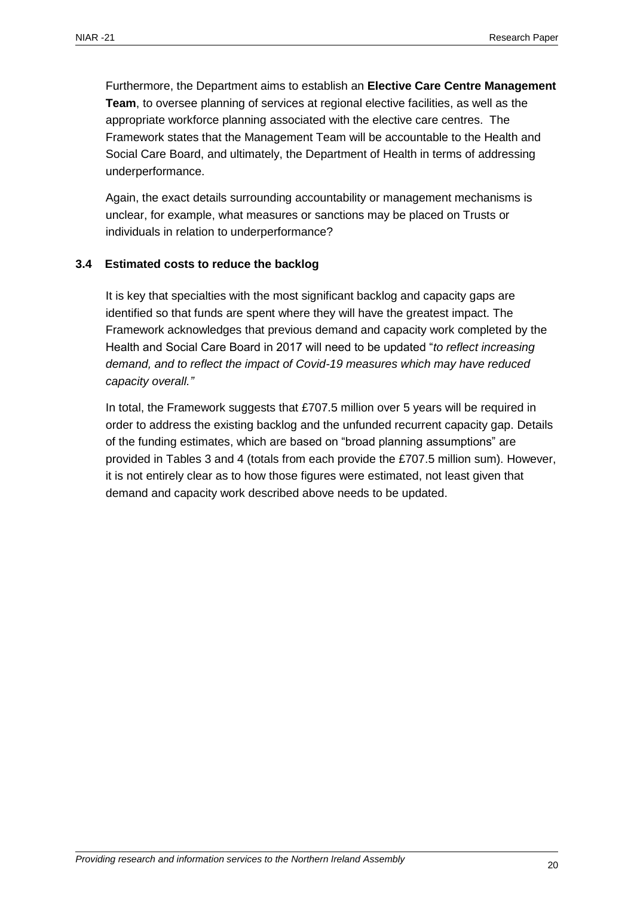Furthermore, the Department aims to establish an **Elective Care Centre Management Team**, to oversee planning of services at regional elective facilities, as well as the appropriate workforce planning associated with the elective care centres. The Framework states that the Management Team will be accountable to the Health and Social Care Board, and ultimately, the Department of Health in terms of addressing underperformance.

Again, the exact details surrounding accountability or management mechanisms is unclear, for example, what measures or sanctions may be placed on Trusts or individuals in relation to underperformance?

### 3.4 Estimated costs to reduce the backlog

It is key that specialties with the most significant backlog and capacity gaps are identified so that funds are spent where they will have the greatest impact. The Framework acknowledges that previous demand and capacity work completed by the Health and Social Care Board in 2017 will need to be updated "*to reflect increasing demand, and to reflect the impact of Covid-19 measures which may have reduced capacity overall."*

In total, the Framework suggests that £707.5 million over 5 years will be required in order to address the existing backlog and the unfunded recurrent capacity gap. Details of the funding estimates, which are based on "broad planning assumptions" are provided in Tables 3 and 4 (totals from each provide the £707.5 million sum). However, it is not entirely clear as to how those figures were estimated, not least given that demand and capacity work described above needs to be updated.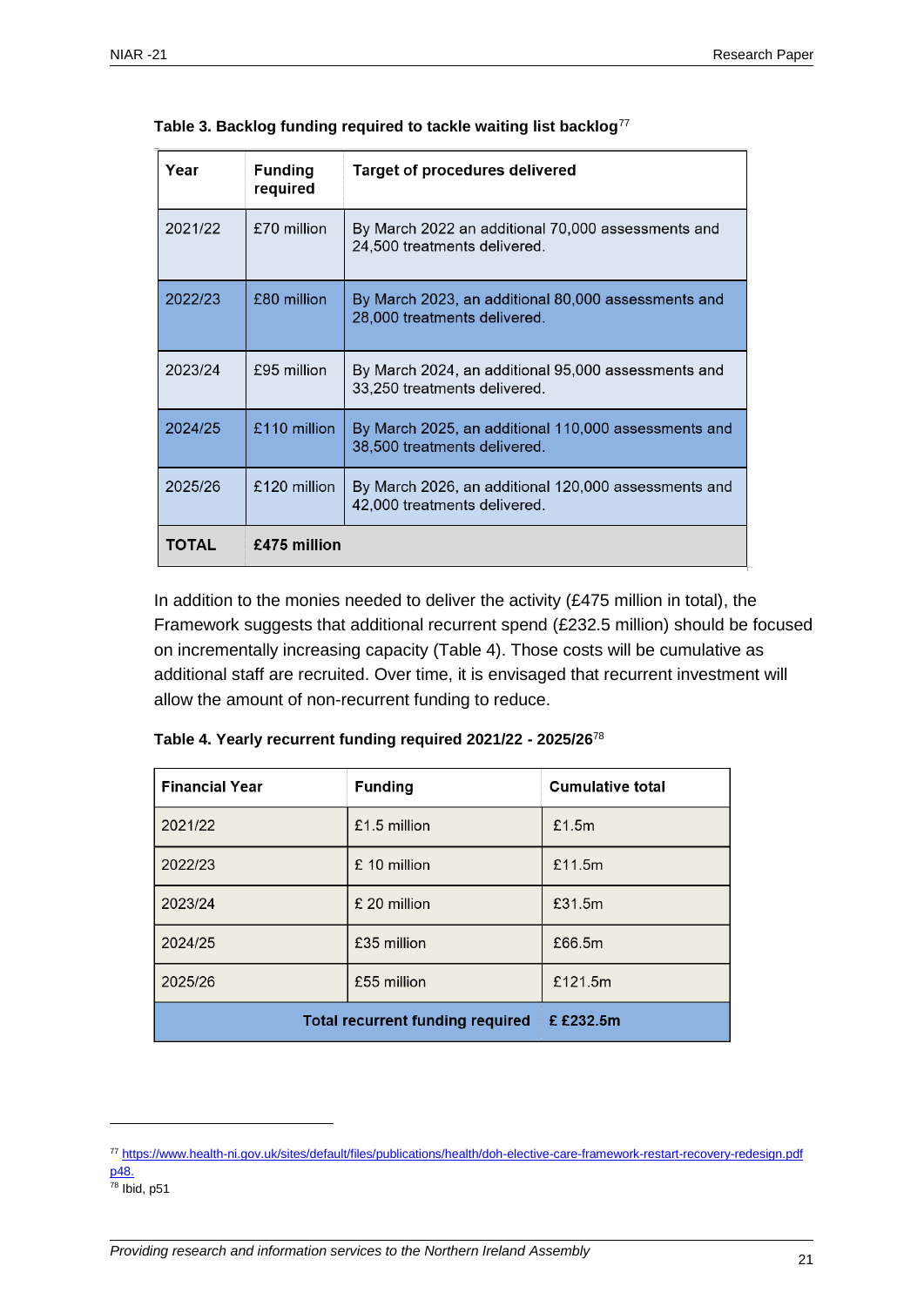**Table 3. Backlog funding required to tackle waiting list backlog**[77]

| Year | Funding required | Target of procedures delivered |
|---|---|---|
| 2021/22 | £70 million | By March 2022 an additional 70,000 assessments and 24,500 treatments delivered. |
| 2022/23 | £80 million | By March 2023, an additional 80,000 assessments and 28,000 treatments delivered. |
| 2023/24 | £95 million | By March 2024, an additional 95,000 assessments and 33,250 treatments delivered. |
| 2024/25 | £110 million | By March 2025, an additional 110,000 assessments and 38,500 treatments delivered. |
| 2025/26 | £120 million | By March 2026, an additional 120,000 assessments and 42,000 treatments delivered. |
| **TOTAL** | **£475 million** | |

In addition to the monies needed to deliver the activity (£475 million in total), the Framework suggests that additional recurrent spend (£232.5 million) should be focused on incrementally increasing capacity (Table 4). Those costs will be cumulative as additional staff are recruited. Over time, it is envisaged that recurrent investment will allow the amount of non-recurrent funding to reduce.

**Table 4. Yearly recurrent funding required 2021/22 - 2025/26**[78]

| Financial Year | Funding | Cumulative total |
|---|---|---|
| 2021/22 | £1.5 million | £1.5m |
| 2022/23 | £ 10 million | £11.5m |
| 2023/24 | £ 20 million | £31.5m |
| 2024/25 | £35 million | £66.5m |
| 2025/26 | £55 million | £121.5m |
| | **Total recurrent funding required** | **£ £232.5m** |

[77] https://www.health-ni.gov.uk/sites/default/files/publications/health/doh-elective-care-framework-restart-recovery-redesign.pdf p48.

[78] Ibid, p51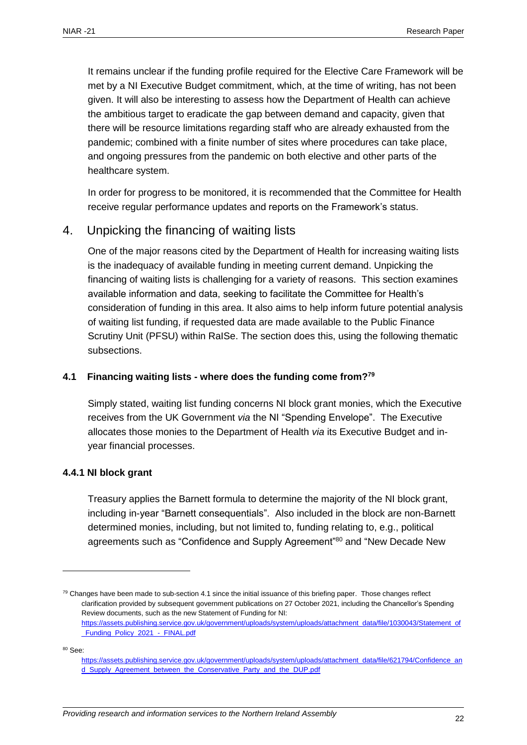It remains unclear if the funding profile required for the Elective Care Framework will be met by a NI Executive Budget commitment, which, at the time of writing, has not been given. It will also be interesting to assess how the Department of Health can achieve the ambitious target to eradicate the gap between demand and capacity, given that there will be resource limitations regarding staff who are already exhausted from the pandemic; combined with a finite number of sites where procedures can take place, and ongoing pressures from the pandemic on both elective and other parts of the healthcare system.

In order for progress to be monitored, it is recommended that the Committee for Health receive regular performance updates and reports on the Framework's status.

## 4. Unpicking the financing of waiting lists

One of the major reasons cited by the Department of Health for increasing waiting lists is the inadequacy of available funding in meeting current demand. Unpicking the financing of waiting lists is challenging for a variety of reasons. This section examines available information and data, seeking to facilitate the Committee for Health's consideration of funding in this area. It also aims to help inform future potential analysis of waiting list funding, if requested data are made available to the Public Finance Scrutiny Unit (PFSU) within RaISe. The section does this, using the following thematic subsections.

### 4.1 Financing waiting lists - where does the funding come from?[79]

Simply stated, waiting list funding concerns NI block grant monies, which the Executive receives from the UK Government *via* the NI "Spending Envelope". The Executive allocates those monies to the Department of Health *via* its Executive Budget and in-year financial processes.

#### 4.4.1 NI block grant

Treasury applies the Barnett formula to determine the majority of the NI block grant, including in-year "Barnett consequentials". Also included in the block are non-Barnett determined monies, including, but not limited to, funding relating to, e.g., political agreements such as "Confidence and Supply Agreement"[80] and "New Decade New

---

[79] Changes have been made to sub-section 4.1 since the initial issuance of this briefing paper. Those changes reflect clarification provided by subsequent government publications on 27 October 2021, including the Chancellor's Spending Review documents, such as the new Statement of Funding for NI: https://assets.publishing.service.gov.uk/government/uploads/system/uploads/attachment_data/file/1030043/Statement_of_Funding_Policy_2021_-_FINAL.pdf

[80] See: https://assets.publishing.service.gov.uk/government/uploads/system/uploads/attachment_data/file/621794/Confidence_and_Supply_Agreement_between_the_Conservative_Party_and_the_DUP.pdf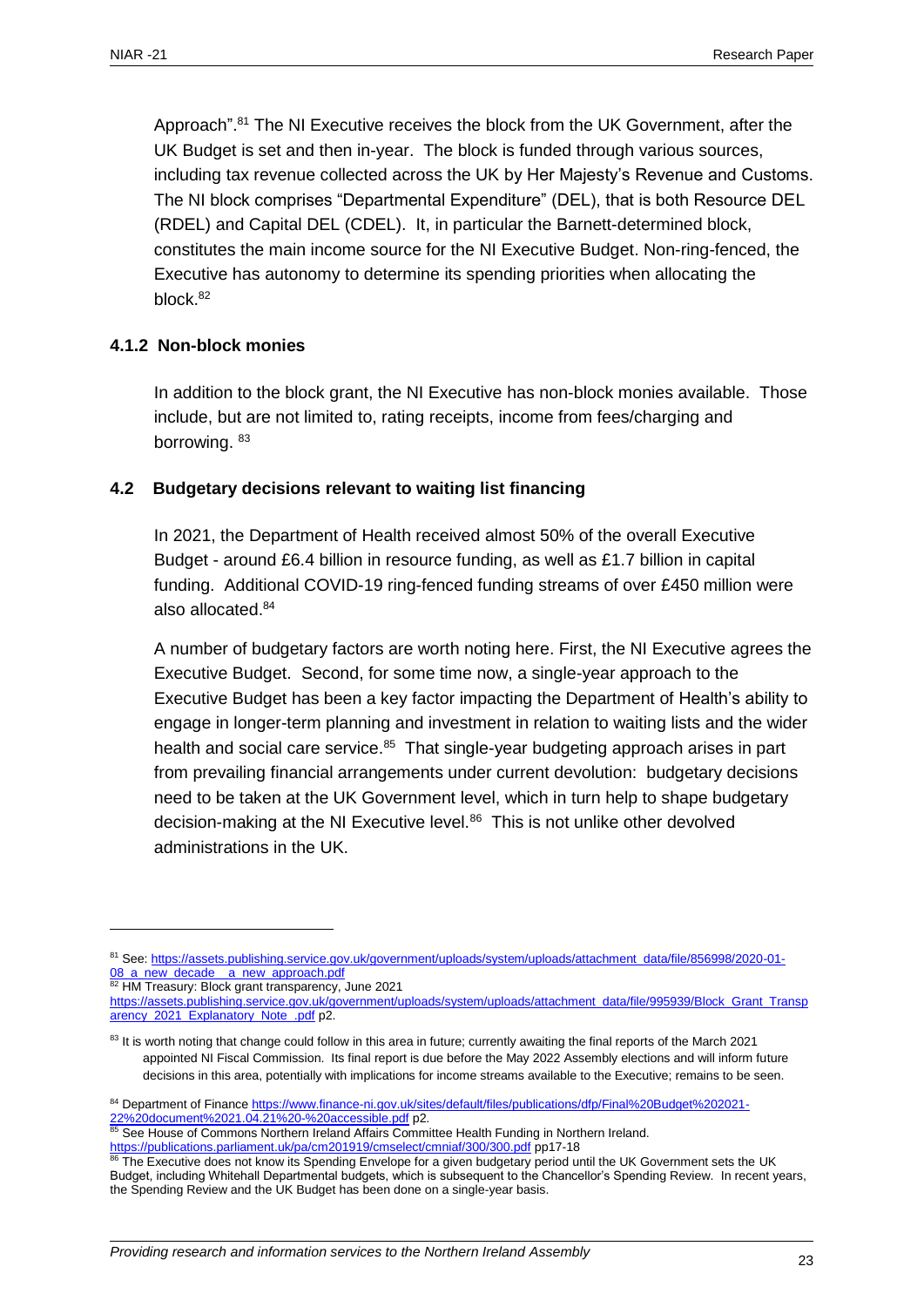Approach".[81] The NI Executive receives the block from the UK Government, after the UK Budget is set and then in-year. The block is funded through various sources, including tax revenue collected across the UK by Her Majesty's Revenue and Customs. The NI block comprises "Departmental Expenditure" (DEL), that is both Resource DEL (RDEL) and Capital DEL (CDEL). It, in particular the Barnett-determined block, constitutes the main income source for the NI Executive Budget. Non-ring-fenced, the Executive has autonomy to determine its spending priorities when allocating the block.[82]

### 4.1.2 Non-block monies

In addition to the block grant, the NI Executive has non-block monies available. Those include, but are not limited to, rating receipts, income from fees/charging and borrowing. [83]

## 4.2 Budgetary decisions relevant to waiting list financing

In 2021, the Department of Health received almost 50% of the overall Executive Budget - around £6.4 billion in resource funding, as well as £1.7 billion in capital funding. Additional COVID-19 ring-fenced funding streams of over £450 million were also allocated.[84]

A number of budgetary factors are worth noting here. First, the NI Executive agrees the Executive Budget. Second, for some time now, a single-year approach to the Executive Budget has been a key factor impacting the Department of Health's ability to engage in longer-term planning and investment in relation to waiting lists and the wider health and social care service.[85] That single-year budgeting approach arises in part from prevailing financial arrangements under current devolution: budgetary decisions need to be taken at the UK Government level, which in turn help to shape budgetary decision-making at the NI Executive level.[86] This is not unlike other devolved administrations in the UK.

---

[81] See: https://assets.publishing.service.gov.uk/government/uploads/system/uploads/attachment_data/file/856998/2020-01-08_a_new_decade__a_new_approach.pdf

[82] HM Treasury: Block grant transparency, June 2021 https://assets.publishing.service.gov.uk/government/uploads/system/uploads/attachment_data/file/995939/Block_Grant_Transparency_2021_Explanatory_Note_.pdf p2.

[83] It is worth noting that change could follow in this area in future; currently awaiting the final reports of the March 2021 appointed NI Fiscal Commission. Its final report is due before the May 2022 Assembly elections and will inform future decisions in this area, potentially with implications for income streams available to the Executive; remains to be seen.

[84] Department of Finance https://www.finance-ni.gov.uk/sites/default/files/publications/dfp/Final%20Budget%202021-22%20document%2021.04.21%20-%20accessible.pdf p2.

[85] See House of Commons Northern Ireland Affairs Committee Health Funding in Northern Ireland. https://publications.parliament.uk/pa/cm201919/cmselect/cmniaf/300/300.pdf pp17-18

[86] The Executive does not know its Spending Envelope for a given budgetary period until the UK Government sets the UK Budget, including Whitehall Departmental budgets, which is subsequent to the Chancellor's Spending Review. In recent years, the Spending Review and the UK Budget has been done on a single-year basis.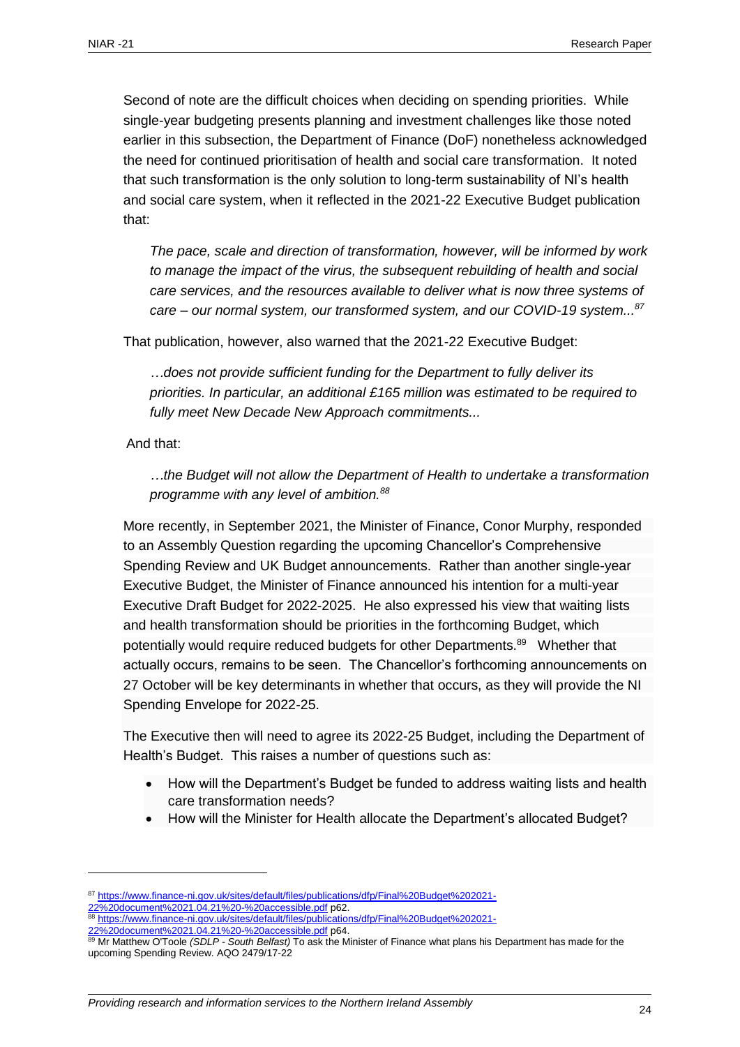Second of note are the difficult choices when deciding on spending priorities. While single-year budgeting presents planning and investment challenges like those noted earlier in this subsection, the Department of Finance (DoF) nonetheless acknowledged the need for continued prioritisation of health and social care transformation. It noted that such transformation is the only solution to long-term sustainability of NI's health and social care system, when it reflected in the 2021-22 Executive Budget publication that:

> *The pace, scale and direction of transformation, however, will be informed by work to manage the impact of the virus, the subsequent rebuilding of health and social care services, and the resources available to deliver what is now three systems of care – our normal system, our transformed system, and our COVID-19 system...*[87]

That publication, however, also warned that the 2021-22 Executive Budget:

> *…does not provide sufficient funding for the Department to fully deliver its priorities. In particular, an additional £165 million was estimated to be required to fully meet New Decade New Approach commitments...*

And that:

> *…the Budget will not allow the Department of Health to undertake a transformation programme with any level of ambition.*[88]

More recently, in September 2021, the Minister of Finance, Conor Murphy, responded to an Assembly Question regarding the upcoming Chancellor's Comprehensive Spending Review and UK Budget announcements. Rather than another single-year Executive Budget, the Minister of Finance announced his intention for a multi-year Executive Draft Budget for 2022-2025. He also expressed his view that waiting lists and health transformation should be priorities in the forthcoming Budget, which potentially would require reduced budgets for other Departments.[89] Whether that actually occurs, remains to be seen. The Chancellor's forthcoming announcements on 27 October will be key determinants in whether that occurs, as they will provide the NI Spending Envelope for 2022-25.

The Executive then will need to agree its 2022-25 Budget, including the Department of Health's Budget. This raises a number of questions such as:

- How will the Department's Budget be funded to address waiting lists and health care transformation needs?
- How will the Minister for Health allocate the Department's allocated Budget?

---

[87] https://www.finance-ni.gov.uk/sites/default/files/publications/dfp/Final%20Budget%202021-22%20document%2021.04.21%20-%20accessible.pdf p62.

[88] https://www.finance-ni.gov.uk/sites/default/files/publications/dfp/Final%20Budget%202021-22%20document%2021.04.21%20-%20accessible.pdf p64.

[89] Mr Matthew O'Toole *(SDLP - South Belfast)* To ask the Minister of Finance what plans his Department has made for the upcoming Spending Review. AQO 2479/17-22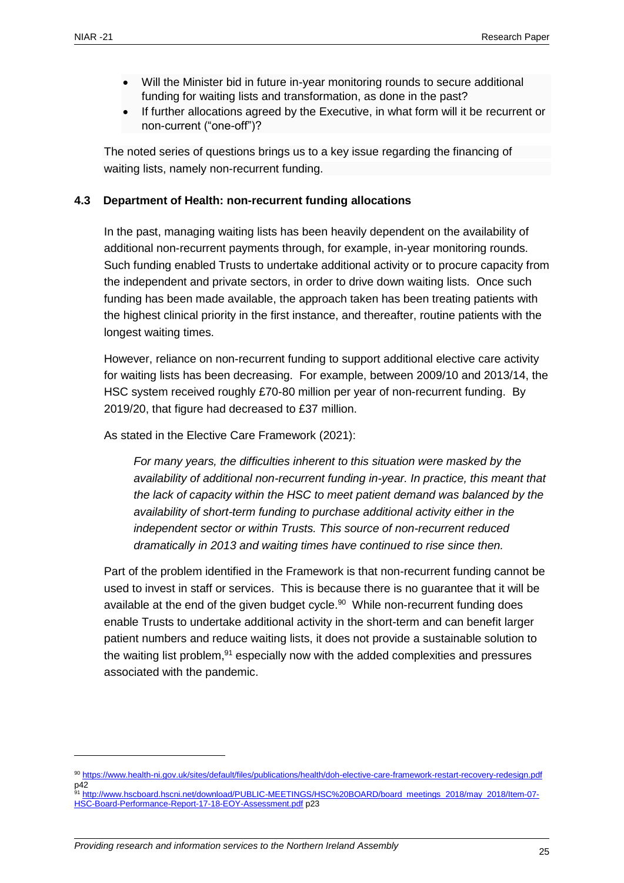- Will the Minister bid in future in-year monitoring rounds to secure additional funding for waiting lists and transformation, as done in the past?
- If further allocations agreed by the Executive, in what form will it be recurrent or non-current ("one-off")?

The noted series of questions brings us to a key issue regarding the financing of waiting lists, namely non-recurrent funding.

### 4.3 Department of Health: non-recurrent funding allocations

In the past, managing waiting lists has been heavily dependent on the availability of additional non-recurrent payments through, for example, in-year monitoring rounds. Such funding enabled Trusts to undertake additional activity or to procure capacity from the independent and private sectors, in order to drive down waiting lists. Once such funding has been made available, the approach taken has been treating patients with the highest clinical priority in the first instance, and thereafter, routine patients with the longest waiting times.

However, reliance on non-recurrent funding to support additional elective care activity for waiting lists has been decreasing. For example, between 2009/10 and 2013/14, the HSC system received roughly £70-80 million per year of non-recurrent funding. By 2019/20, that figure had decreased to £37 million.

As stated in the Elective Care Framework (2021):

> *For many years, the difficulties inherent to this situation were masked by the availability of additional non-recurrent funding in-year. In practice, this meant that the lack of capacity within the HSC to meet patient demand was balanced by the availability of short-term funding to purchase additional activity either in the independent sector or within Trusts. This source of non-recurrent reduced dramatically in 2013 and waiting times have continued to rise since then.*

Part of the problem identified in the Framework is that non-recurrent funding cannot be used to invest in staff or services. This is because there is no guarantee that it will be available at the end of the given budget cycle.[90] While non-recurrent funding does enable Trusts to undertake additional activity in the short-term and can benefit larger patient numbers and reduce waiting lists, it does not provide a sustainable solution to the waiting list problem,[91] especially now with the added complexities and pressures associated with the pandemic.

---

[90] https://www.health-ni.gov.uk/sites/default/files/publications/health/doh-elective-care-framework-restart-recovery-redesign.pdf p42

[91] http://www.hscboard.hscni.net/download/PUBLIC-MEETINGS/HSC%20BOARD/board_meetings_2018/may_2018/Item-07-HSC-Board-Performance-Report-17-18-EOY-Assessment.pdf p23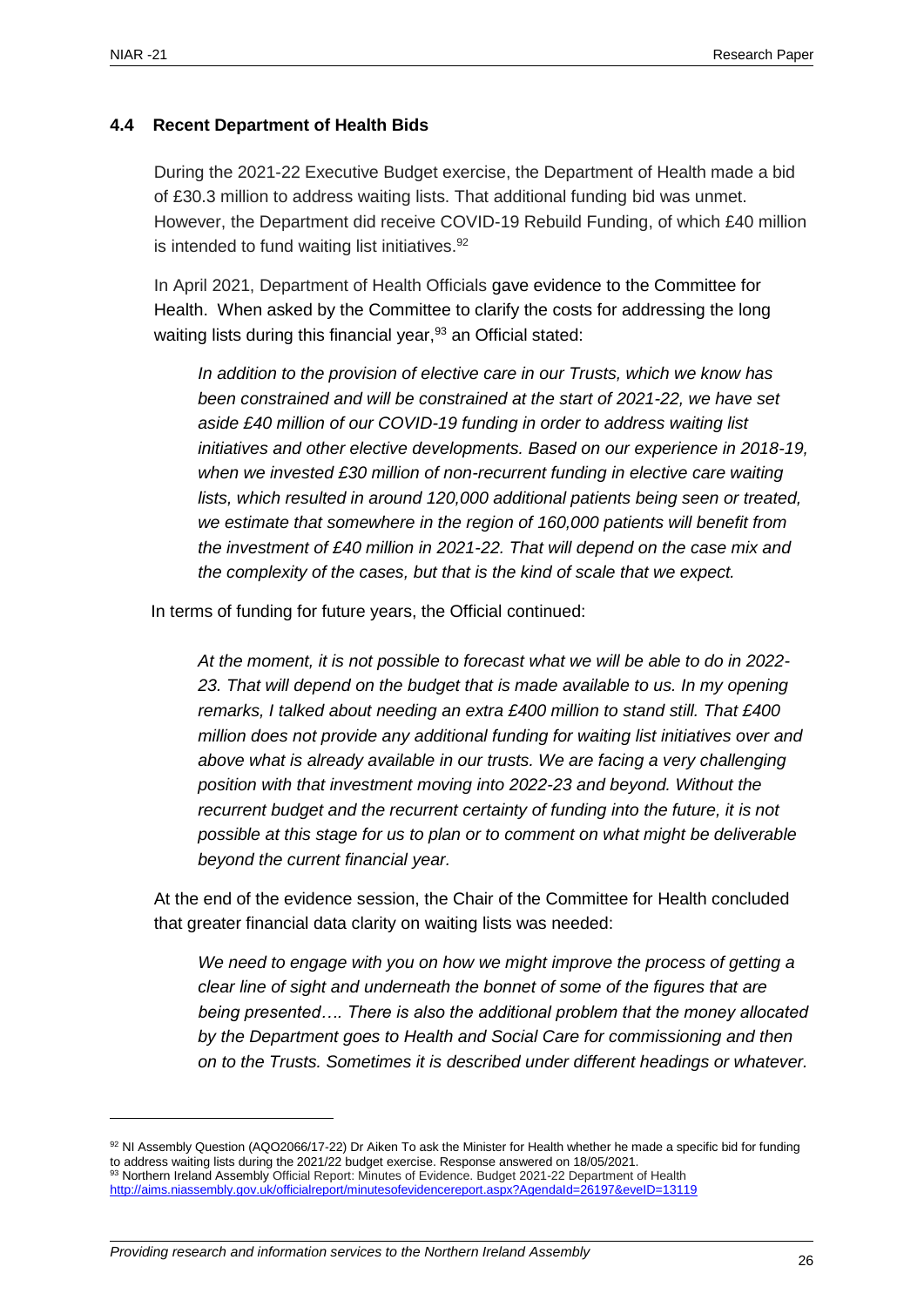### 4.4 Recent Department of Health Bids

During the 2021-22 Executive Budget exercise, the Department of Health made a bid of £30.3 million to address waiting lists. That additional funding bid was unmet. However, the Department did receive COVID-19 Rebuild Funding, of which £40 million is intended to fund waiting list initiatives.[92]

In April 2021, Department of Health Officials gave evidence to the Committee for Health. When asked by the Committee to clarify the costs for addressing the long waiting lists during this financial year,[93] an Official stated:

> *In addition to the provision of elective care in our Trusts, which we know has been constrained and will be constrained at the start of 2021-22, we have set aside £40 million of our COVID-19 funding in order to address waiting list initiatives and other elective developments. Based on our experience in 2018-19, when we invested £30 million of non-recurrent funding in elective care waiting lists, which resulted in around 120,000 additional patients being seen or treated, we estimate that somewhere in the region of 160,000 patients will benefit from the investment of £40 million in 2021-22. That will depend on the case mix and the complexity of the cases, but that is the kind of scale that we expect.*

In terms of funding for future years, the Official continued:

> *At the moment, it is not possible to forecast what we will be able to do in 2022-23. That will depend on the budget that is made available to us. In my opening remarks, I talked about needing an extra £400 million to stand still. That £400 million does not provide any additional funding for waiting list initiatives over and above what is already available in our trusts. We are facing a very challenging position with that investment moving into 2022-23 and beyond. Without the recurrent budget and the recurrent certainty of funding into the future, it is not possible at this stage for us to plan or to comment on what might be deliverable beyond the current financial year.*

At the end of the evidence session, the Chair of the Committee for Health concluded that greater financial data clarity on waiting lists was needed:

> *We need to engage with you on how we might improve the process of getting a clear line of sight and underneath the bonnet of some of the figures that are being presented…. There is also the additional problem that the money allocated by the Department goes to Health and Social Care for commissioning and then on to the Trusts. Sometimes it is described under different headings or whatever.*

---

[92] NI Assembly Question (AQO2066/17-22) Dr Aiken To ask the Minister for Health whether he made a specific bid for funding to address waiting lists during the 2021/22 budget exercise. Response answered on 18/05/2021.

[93] Northern Ireland Assembly Official Report: Minutes of Evidence. Budget 2021-22 Department of Health http://aims.niassembly.gov.uk/officialreport/minutesofevidencereport.aspx?AgendaId=26197&eveID=13119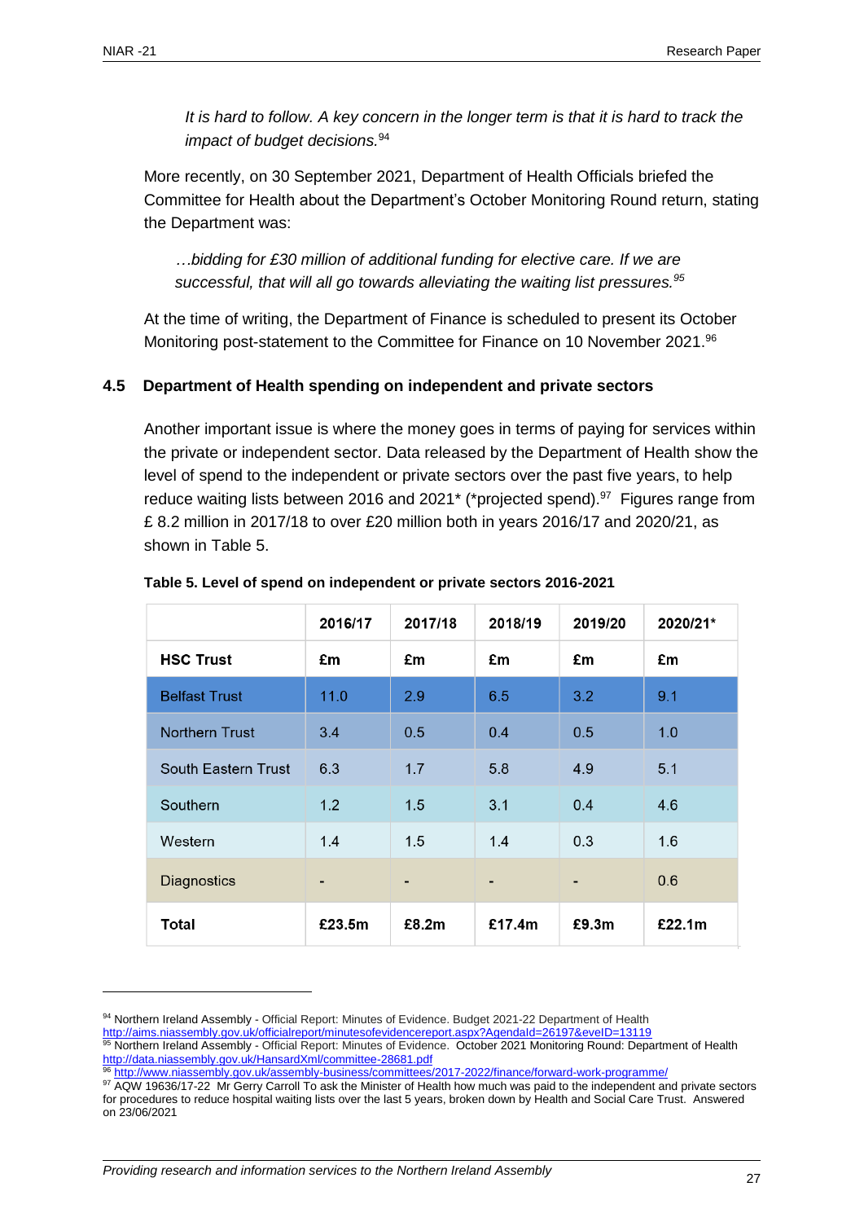*It is hard to follow. A key concern in the longer term is that it is hard to track the impact of budget decisions.*[94]

More recently, on 30 September 2021, Department of Health Officials briefed the Committee for Health about the Department's October Monitoring Round return, stating the Department was:

*…bidding for £30 million of additional funding for elective care. If we are successful, that will all go towards alleviating the waiting list pressures.*[95]

At the time of writing, the Department of Finance is scheduled to present its October Monitoring post-statement to the Committee for Finance on 10 November 2021.[96]

### 4.5 Department of Health spending on independent and private sectors

Another important issue is where the money goes in terms of paying for services within the private or independent sector. Data released by the Department of Health show the level of spend to the independent or private sectors over the past five years, to help reduce waiting lists between 2016 and 2021* (*projected spend).[97] Figures range from £ 8.2 million in 2017/18 to over £20 million both in years 2016/17 and 2020/21, as shown in Table 5.

**Table 5. Level of spend on independent or private sectors 2016-2021**

| | 2016/17 | 2017/18 | 2018/19 | 2019/20 | 2020/21* |
|---|---|---|---|---|---|
| **HSC Trust** | **£m** | **£m** | **£m** | **£m** | **£m** |
| Belfast Trust | 11.0 | 2.9 | 6.5 | 3.2 | 9.1 |
| Northern Trust | 3.4 | 0.5 | 0.4 | 0.5 | 1.0 |
| South Eastern Trust | 6.3 | 1.7 | 5.8 | 4.9 | 5.1 |
| Southern | 1.2 | 1.5 | 3.1 | 0.4 | 4.6 |
| Western | 1.4 | 1.5 | 1.4 | 0.3 | 1.6 |
| Diagnostics | - | - | - | - | 0.6 |
| **Total** | **£23.5m** | **£8.2m** | **£17.4m** | **£9.3m** | **£22.1m** |

---

[94] Northern Ireland Assembly - Official Report: Minutes of Evidence. Budget 2021-22 Department of Health http://aims.niassembly.gov.uk/officialreport/minutesofevidencereport.aspx?AgendaId=26197&eveID=13119

[95] Northern Ireland Assembly - Official Report: Minutes of Evidence. October 2021 Monitoring Round: Department of Health http://data.niassembly.gov.uk/HansardXml/committee-28681.pdf

[96] http://www.niassembly.gov.uk/assembly-business/committees/2017-2022/finance/forward-work-programme/

[97] AQW 19636/17-22 Mr Gerry Carroll To ask the Minister of Health how much was paid to the independent and private sectors for procedures to reduce hospital waiting lists over the last 5 years, broken down by Health and Social Care Trust. Answered on 23/06/2021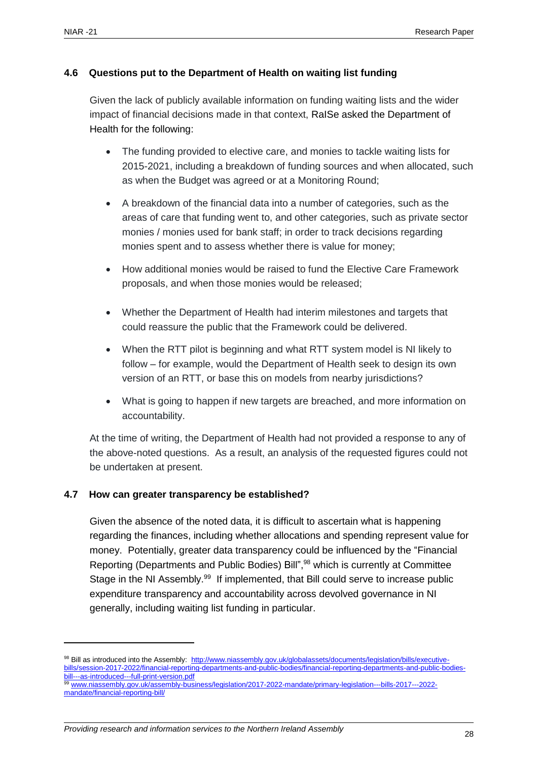### 4.6 Questions put to the Department of Health on waiting list funding

Given the lack of publicly available information on funding waiting lists and the wider impact of financial decisions made in that context, RaISe asked the Department of Health for the following:

- The funding provided to elective care, and monies to tackle waiting lists for 2015-2021, including a breakdown of funding sources and when allocated, such as when the Budget was agreed or at a Monitoring Round;
- A breakdown of the financial data into a number of categories, such as the areas of care that funding went to, and other categories, such as private sector monies / monies used for bank staff; in order to track decisions regarding monies spent and to assess whether there is value for money;
- How additional monies would be raised to fund the Elective Care Framework proposals, and when those monies would be released;
- Whether the Department of Health had interim milestones and targets that could reassure the public that the Framework could be delivered.
- When the RTT pilot is beginning and what RTT system model is NI likely to follow – for example, would the Department of Health seek to design its own version of an RTT, or base this on models from nearby jurisdictions?
- What is going to happen if new targets are breached, and more information on accountability.

At the time of writing, the Department of Health had not provided a response to any of the above-noted questions. As a result, an analysis of the requested figures could not be undertaken at present.

### 4.7 How can greater transparency be established?

Given the absence of the noted data, it is difficult to ascertain what is happening regarding the finances, including whether allocations and spending represent value for money. Potentially, greater data transparency could be influenced by the "Financial Reporting (Departments and Public Bodies) Bill",[98] which is currently at Committee Stage in the NI Assembly.[99] If implemented, that Bill could serve to increase public expenditure transparency and accountability across devolved governance in NI generally, including waiting list funding in particular.

---

[98] Bill as introduced into the Assembly: http://www.niassembly.gov.uk/globalassets/documents/legislation/bills/executive-bills/session-2017-2022/financial-reporting-departments-and-public-bodies/financial-reporting-departments-and-public-bodies-bill---as-introduced---full-print-version.pdf

[99] www.niassembly.gov.uk/assembly-business/legislation/2017-2022-mandate/primary-legislation---bills-2017---2022-mandate/financial-reporting-bill/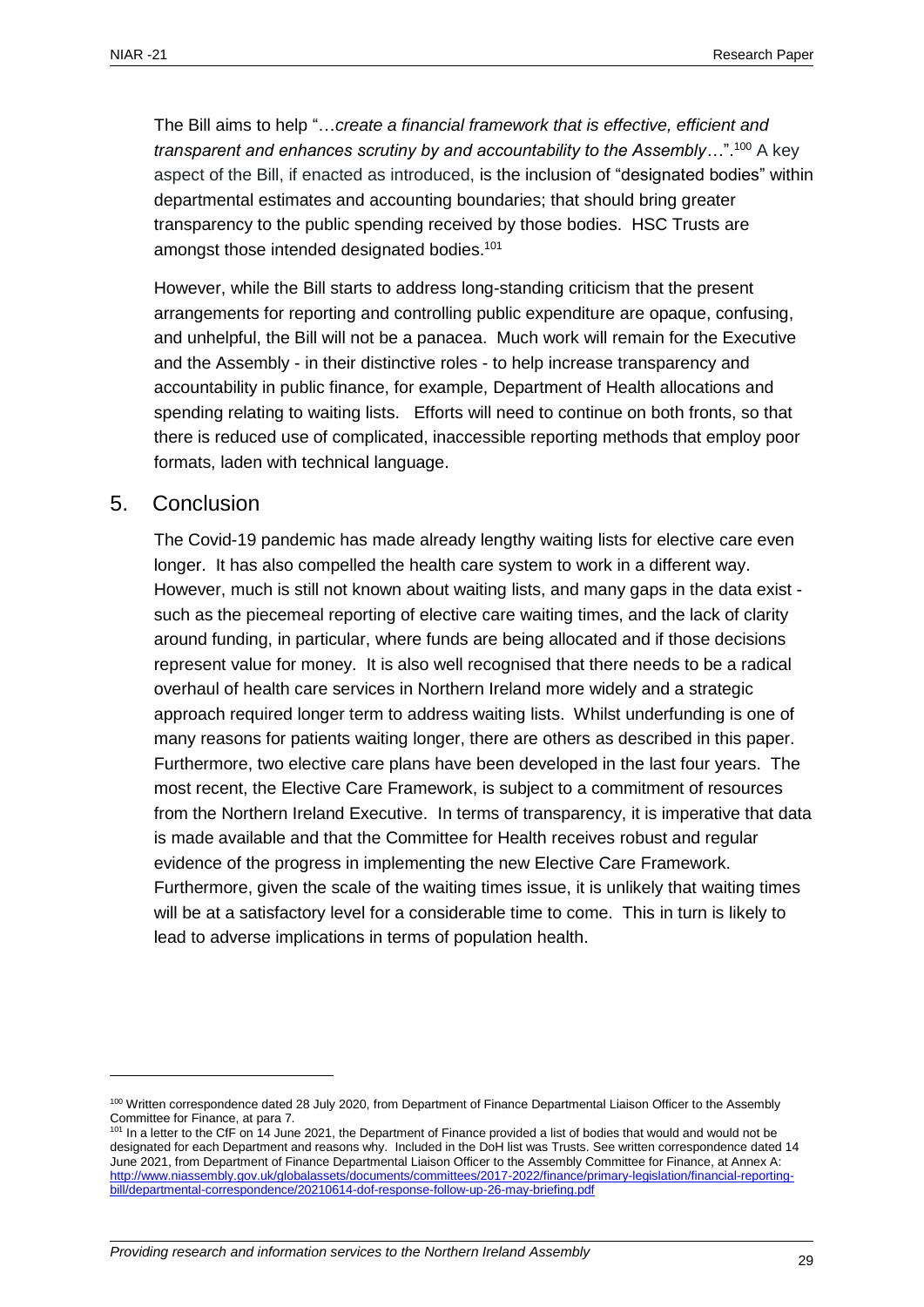The Bill aims to help "…*create a financial framework that is effective, efficient and transparent and enhances scrutiny by and accountability to the Assembly…*".[100] A key aspect of the Bill, if enacted as introduced, is the inclusion of "designated bodies" within departmental estimates and accounting boundaries; that should bring greater transparency to the public spending received by those bodies. HSC Trusts are amongst those intended designated bodies.[101]

However, while the Bill starts to address long-standing criticism that the present arrangements for reporting and controlling public expenditure are opaque, confusing, and unhelpful, the Bill will not be a panacea. Much work will remain for the Executive and the Assembly - in their distinctive roles - to help increase transparency and accountability in public finance, for example, Department of Health allocations and spending relating to waiting lists. Efforts will need to continue on both fronts, so that there is reduced use of complicated, inaccessible reporting methods that employ poor formats, laden with technical language.

## 5. Conclusion

The Covid-19 pandemic has made already lengthy waiting lists for elective care even longer. It has also compelled the health care system to work in a different way. However, much is still not known about waiting lists, and many gaps in the data exist - such as the piecemeal reporting of elective care waiting times, and the lack of clarity around funding, in particular, where funds are being allocated and if those decisions represent value for money. It is also well recognised that there needs to be a radical overhaul of health care services in Northern Ireland more widely and a strategic approach required longer term to address waiting lists. Whilst underfunding is one of many reasons for patients waiting longer, there are others as described in this paper. Furthermore, two elective care plans have been developed in the last four years. The most recent, the Elective Care Framework, is subject to a commitment of resources from the Northern Ireland Executive. In terms of transparency, it is imperative that data is made available and that the Committee for Health receives robust and regular evidence of the progress in implementing the new Elective Care Framework. Furthermore, given the scale of the waiting times issue, it is unlikely that waiting times will be at a satisfactory level for a considerable time to come. This in turn is likely to lead to adverse implications in terms of population health.

---

[100] Written correspondence dated 28 July 2020, from Department of Finance Departmental Liaison Officer to the Assembly Committee for Finance, at para 7.

[101] In a letter to the CfF on 14 June 2021, the Department of Finance provided a list of bodies that would and would not be designated for each Department and reasons why. Included in the DoH list was Trusts. See written correspondence dated 14 June 2021, from Department of Finance Departmental Liaison Officer to the Assembly Committee for Finance, at Annex A: http://www.niassembly.gov.uk/globalassets/documents/committees/2017-2022/finance/primary-legislation/financial-reporting-bill/departmental-correspondence/20210614-dof-response-follow-up-26-may-briefing.pdf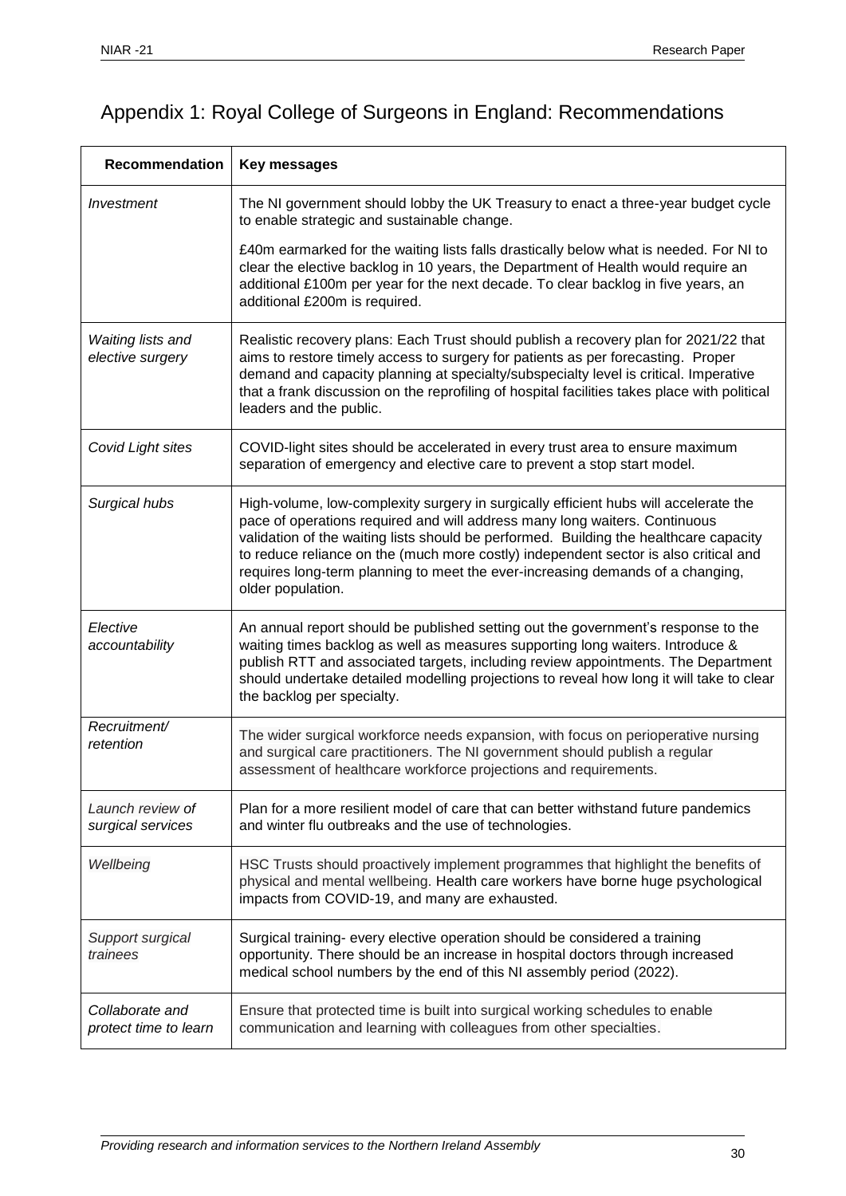## Appendix 1: Royal College of Surgeons in England: Recommendations

| Recommendation | Key messages |
|---|---|
| *Investment* | The NI government should lobby the UK Treasury to enact a three-year budget cycle to enable strategic and sustainable change.<br><br>£40m earmarked for the waiting lists falls drastically below what is needed. For NI to clear the elective backlog in 10 years, the Department of Health would require an additional £100m per year for the next decade. To clear backlog in five years, an additional £200m is required. |
| *Waiting lists and elective surgery* | Realistic recovery plans: Each Trust should publish a recovery plan for 2021/22 that aims to restore timely access to surgery for patients as per forecasting. Proper demand and capacity planning at specialty/subspecialty level is critical. Imperative that a frank discussion on the reprofiling of hospital facilities takes place with political leaders and the public. |
| *Covid Light sites* | COVID-light sites should be accelerated in every trust area to ensure maximum separation of emergency and elective care to prevent a stop start model. |
| *Surgical hubs* | High-volume, low-complexity surgery in surgically efficient hubs will accelerate the pace of operations required and will address many long waiters. Continuous validation of the waiting lists should be performed. Building the healthcare capacity to reduce reliance on the (much more costly) independent sector is also critical and requires long-term planning to meet the ever-increasing demands of a changing, older population. |
| *Elective accountability* | An annual report should be published setting out the government's response to the waiting times backlog as well as measures supporting long waiters. Introduce & publish RTT and associated targets, including review appointments. The Department should undertake detailed modelling projections to reveal how long it will take to clear the backlog per specialty. |
| *Recruitment/ retention* | The wider surgical workforce needs expansion, with focus on perioperative nursing and surgical care practitioners. The NI government should publish a regular assessment of healthcare workforce projections and requirements. |
| *Launch review of surgical services* | Plan for a more resilient model of care that can better withstand future pandemics and winter flu outbreaks and the use of technologies. |
| *Wellbeing* | HSC Trusts should proactively implement programmes that highlight the benefits of physical and mental wellbeing. Health care workers have borne huge psychological impacts from COVID-19, and many are exhausted. |
| *Support surgical trainees* | Surgical training- every elective operation should be considered a training opportunity. There should be an increase in hospital doctors through increased medical school numbers by the end of this NI assembly period (2022). |
| *Collaborate and protect time to learn* | Ensure that protected time is built into surgical working schedules to enable communication and learning with colleagues from other specialties. |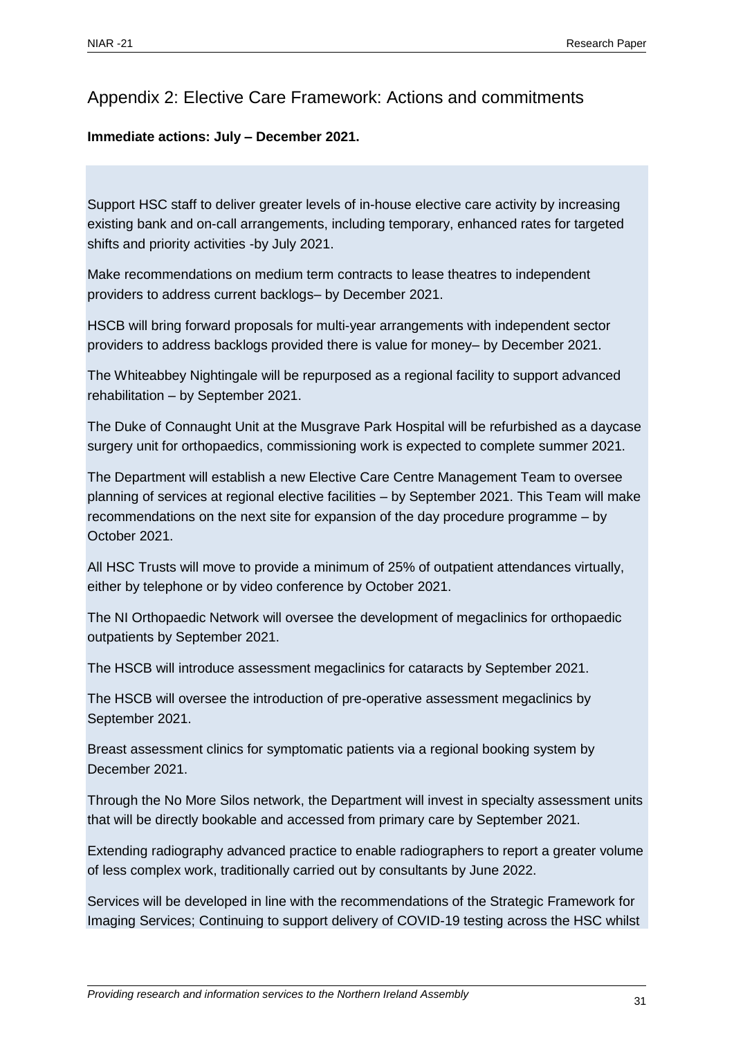## Appendix 2: Elective Care Framework: Actions and commitments

**Immediate actions: July – December 2021.**

Support HSC staff to deliver greater levels of in-house elective care activity by increasing existing bank and on-call arrangements, including temporary, enhanced rates for targeted shifts and priority activities -by July 2021.

Make recommendations on medium term contracts to lease theatres to independent providers to address current backlogs– by December 2021.

HSCB will bring forward proposals for multi-year arrangements with independent sector providers to address backlogs provided there is value for money– by December 2021.

The Whiteabbey Nightingale will be repurposed as a regional facility to support advanced rehabilitation – by September 2021.

The Duke of Connaught Unit at the Musgrave Park Hospital will be refurbished as a daycase surgery unit for orthopaedics, commissioning work is expected to complete summer 2021.

The Department will establish a new Elective Care Centre Management Team to oversee planning of services at regional elective facilities – by September 2021. This Team will make recommendations on the next site for expansion of the day procedure programme – by October 2021.

All HSC Trusts will move to provide a minimum of 25% of outpatient attendances virtually, either by telephone or by video conference by October 2021.

The NI Orthopaedic Network will oversee the development of megaclinics for orthopaedic outpatients by September 2021.

The HSCB will introduce assessment megaclinics for cataracts by September 2021.

The HSCB will oversee the introduction of pre-operative assessment megaclinics by September 2021.

Breast assessment clinics for symptomatic patients via a regional booking system by December 2021.

Through the No More Silos network, the Department will invest in specialty assessment units that will be directly bookable and accessed from primary care by September 2021.

Extending radiography advanced practice to enable radiographers to report a greater volume of less complex work, traditionally carried out by consultants by June 2022.

Services will be developed in line with the recommendations of the Strategic Framework for Imaging Services; Continuing to support delivery of COVID-19 testing across the HSC whilst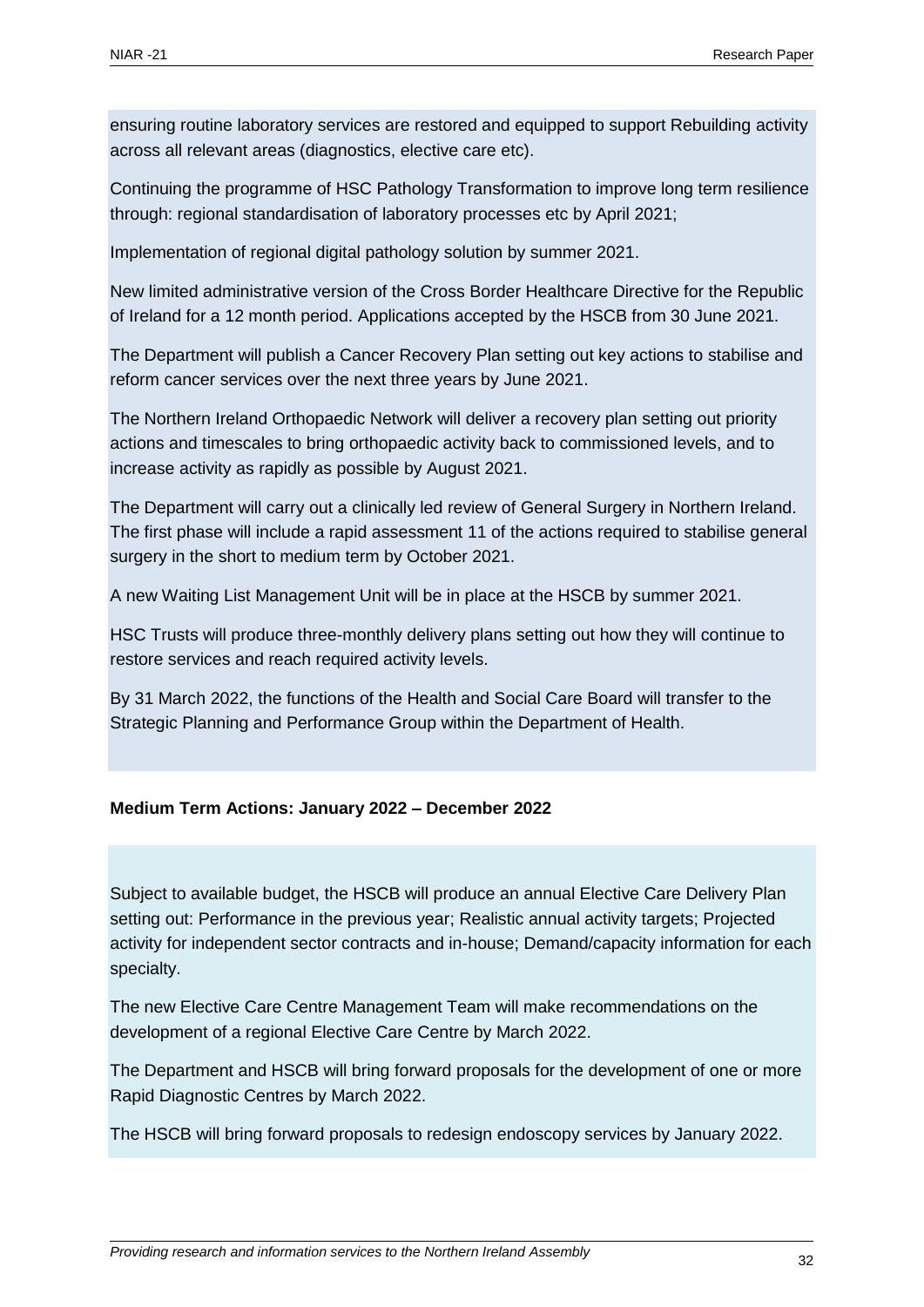ensuring routine laboratory services are restored and equipped to support Rebuilding activity across all relevant areas (diagnostics, elective care etc).

Continuing the programme of HSC Pathology Transformation to improve long term resilience through: regional standardisation of laboratory processes etc by April 2021;

Implementation of regional digital pathology solution by summer 2021.

New limited administrative version of the Cross Border Healthcare Directive for the Republic of Ireland for a 12 month period. Applications accepted by the HSCB from 30 June 2021.

The Department will publish a Cancer Recovery Plan setting out key actions to stabilise and reform cancer services over the next three years by June 2021.

The Northern Ireland Orthopaedic Network will deliver a recovery plan setting out priority actions and timescales to bring orthopaedic activity back to commissioned levels, and to increase activity as rapidly as possible by August 2021.

The Department will carry out a clinically led review of General Surgery in Northern Ireland. The first phase will include a rapid assessment 11 of the actions required to stabilise general surgery in the short to medium term by October 2021.

A new Waiting List Management Unit will be in place at the HSCB by summer 2021.

HSC Trusts will produce three-monthly delivery plans setting out how they will continue to restore services and reach required activity levels.

By 31 March 2022, the functions of the Health and Social Care Board will transfer to the Strategic Planning and Performance Group within the Department of Health.

**Medium Term Actions: January 2022 – December 2022**

Subject to available budget, the HSCB will produce an annual Elective Care Delivery Plan setting out: Performance in the previous year; Realistic annual activity targets; Projected activity for independent sector contracts and in-house; Demand/capacity information for each specialty.

The new Elective Care Centre Management Team will make recommendations on the development of a regional Elective Care Centre by March 2022.

The Department and HSCB will bring forward proposals for the development of one or more Rapid Diagnostic Centres by March 2022.

The HSCB will bring forward proposals to redesign endoscopy services by January 2022.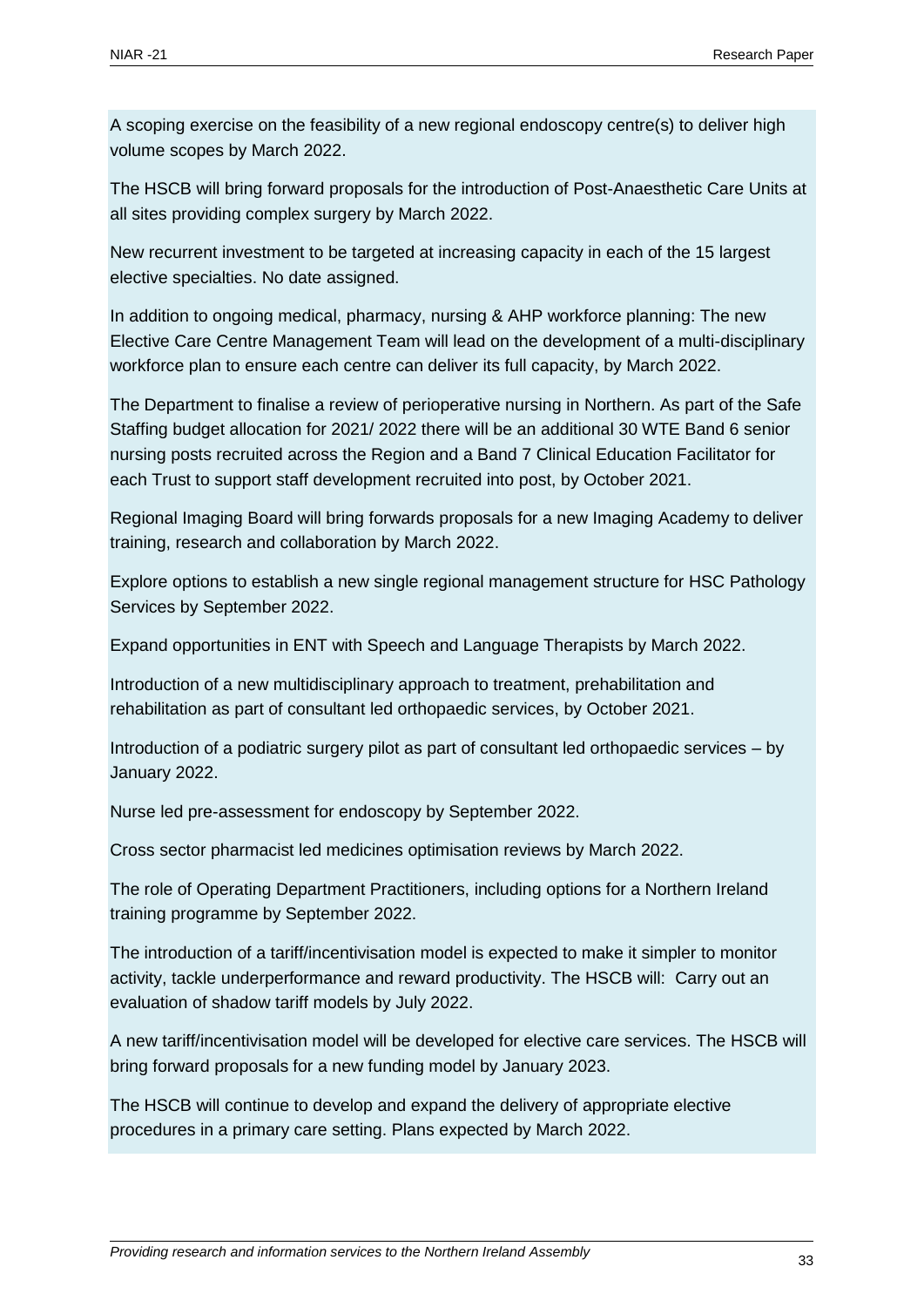A scoping exercise on the feasibility of a new regional endoscopy centre(s) to deliver high volume scopes by March 2022.

The HSCB will bring forward proposals for the introduction of Post-Anaesthetic Care Units at all sites providing complex surgery by March 2022.

New recurrent investment to be targeted at increasing capacity in each of the 15 largest elective specialties. No date assigned.

In addition to ongoing medical, pharmacy, nursing & AHP workforce planning: The new Elective Care Centre Management Team will lead on the development of a multi-disciplinary workforce plan to ensure each centre can deliver its full capacity, by March 2022.

The Department to finalise a review of perioperative nursing in Northern. As part of the Safe Staffing budget allocation for 2021/ 2022 there will be an additional 30 WTE Band 6 senior nursing posts recruited across the Region and a Band 7 Clinical Education Facilitator for each Trust to support staff development recruited into post, by October 2021.

Regional Imaging Board will bring forwards proposals for a new Imaging Academy to deliver training, research and collaboration by March 2022.

Explore options to establish a new single regional management structure for HSC Pathology Services by September 2022.

Expand opportunities in ENT with Speech and Language Therapists by March 2022.

Introduction of a new multidisciplinary approach to treatment, prehabilitation and rehabilitation as part of consultant led orthopaedic services, by October 2021.

Introduction of a podiatric surgery pilot as part of consultant led orthopaedic services – by January 2022.

Nurse led pre-assessment for endoscopy by September 2022.

Cross sector pharmacist led medicines optimisation reviews by March 2022.

The role of Operating Department Practitioners, including options for a Northern Ireland training programme by September 2022.

The introduction of a tariff/incentivisation model is expected to make it simpler to monitor activity, tackle underperformance and reward productivity. The HSCB will: Carry out an evaluation of shadow tariff models by July 2022.

A new tariff/incentivisation model will be developed for elective care services. The HSCB will bring forward proposals for a new funding model by January 2023.

The HSCB will continue to develop and expand the delivery of appropriate elective procedures in a primary care setting. Plans expected by March 2022.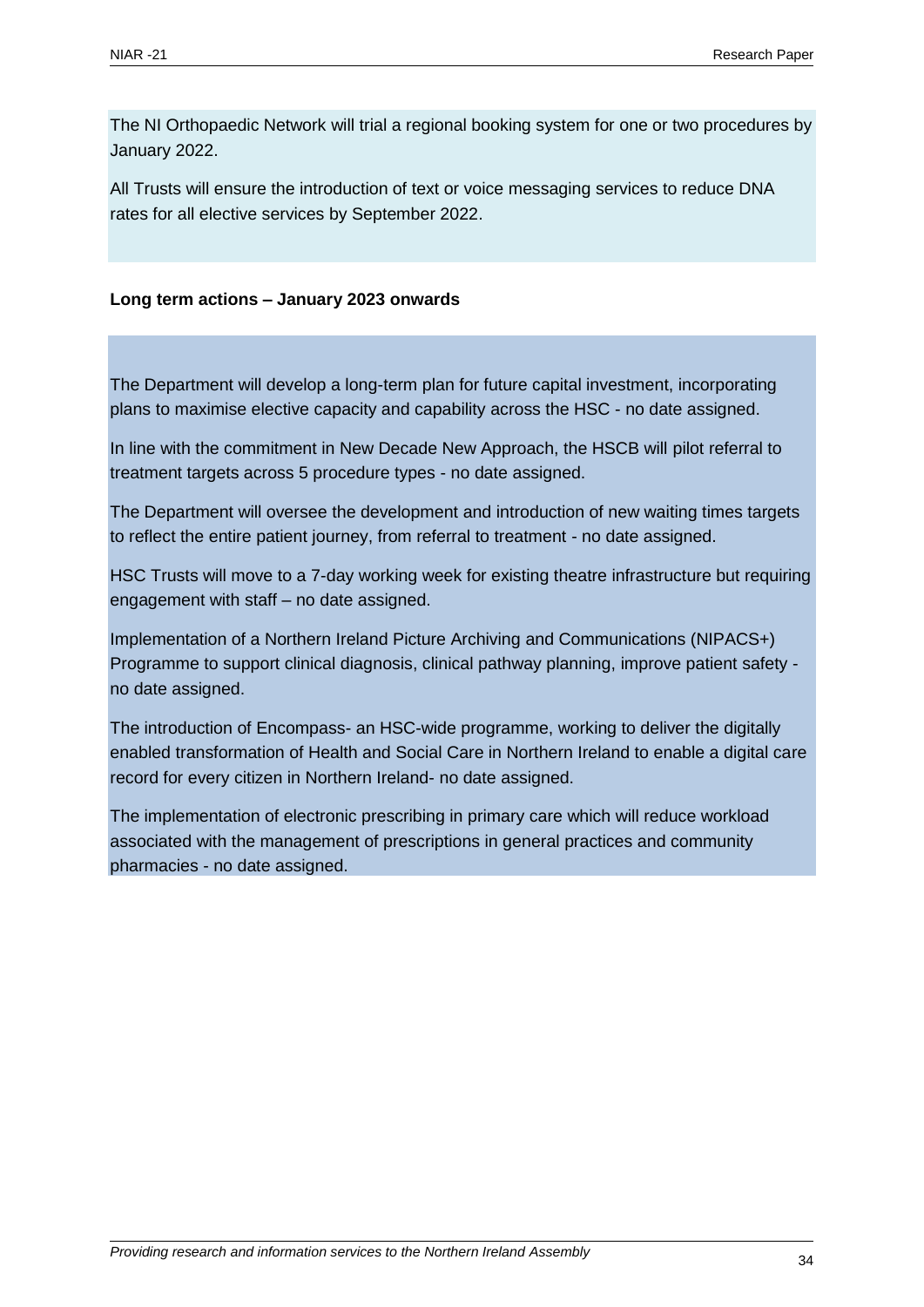The NI Orthopaedic Network will trial a regional booking system for one or two procedures by January 2022.

All Trusts will ensure the introduction of text or voice messaging services to reduce DNA rates for all elective services by September 2022.

**Long term actions – January 2023 onwards**

The Department will develop a long-term plan for future capital investment, incorporating plans to maximise elective capacity and capability across the HSC - no date assigned.

In line with the commitment in New Decade New Approach, the HSCB will pilot referral to treatment targets across 5 procedure types - no date assigned.

The Department will oversee the development and introduction of new waiting times targets to reflect the entire patient journey, from referral to treatment - no date assigned.

HSC Trusts will move to a 7-day working week for existing theatre infrastructure but requiring engagement with staff – no date assigned.

Implementation of a Northern Ireland Picture Archiving and Communications (NIPACS+) Programme to support clinical diagnosis, clinical pathway planning, improve patient safety - no date assigned.

The introduction of Encompass- an HSC-wide programme, working to deliver the digitally enabled transformation of Health and Social Care in Northern Ireland to enable a digital care record for every citizen in Northern Ireland- no date assigned.

The implementation of electronic prescribing in primary care which will reduce workload associated with the management of prescriptions in general practices and community pharmacies - no date assigned.